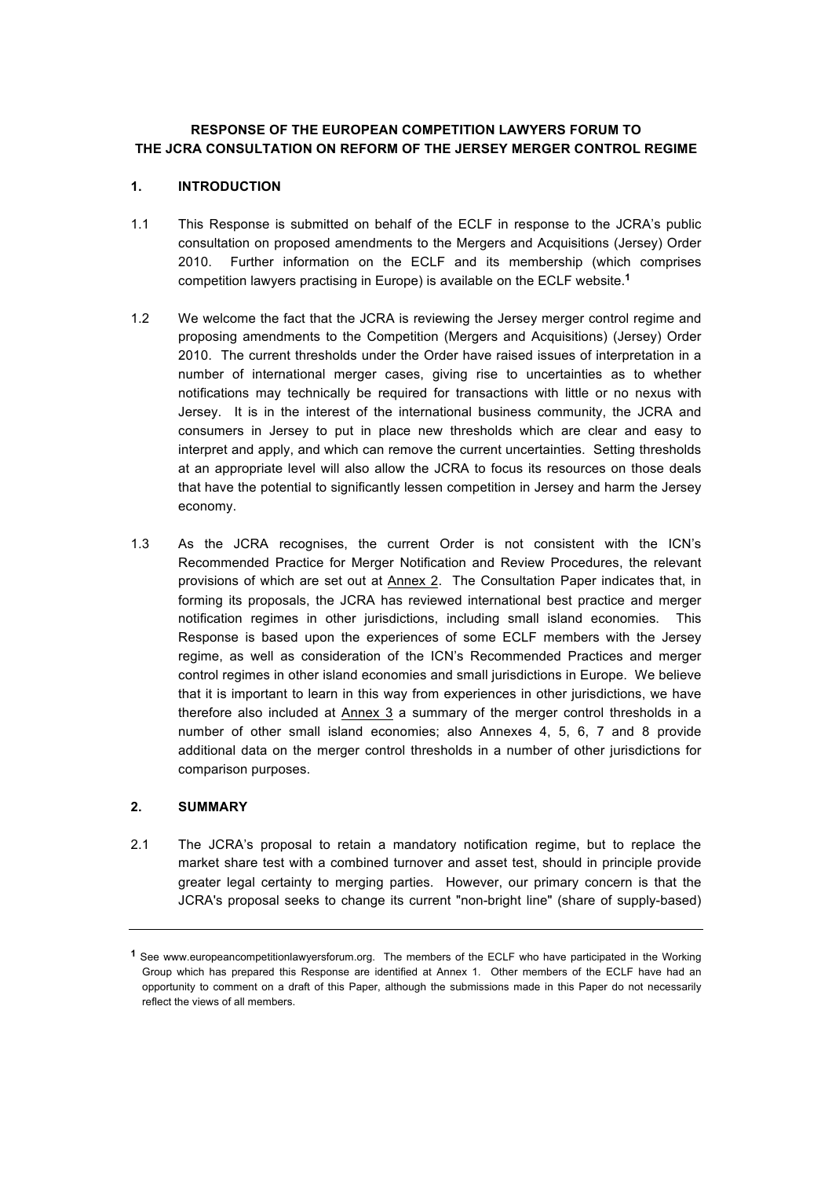# RESPONSE OF THE EUROPEAN COMPETITION LAWYERS FORUM TO THE JCRA CONSULTATION ON REFORM OF THE JERSEY MERGER CONTROL REGIME

## 1. INTRODUCTION

1.1 This Response is submitted on behalf of the ECLF in response to the JCRA's public consultation on proposed amendments to the Mergers and Acquisitions (Jersey) Order 2010. Further information on the ECLF and its membership (which comprises competition lawyers practising in Europe) is available on the ECLF website.[1]

1.2 We welcome the fact that the JCRA is reviewing the Jersey merger control regime and proposing amendments to the Competition (Mergers and Acquisitions) (Jersey) Order 2010. The current thresholds under the Order have raised issues of interpretation in a number of international merger cases, giving rise to uncertainties as to whether notifications may technically be required for transactions with little or no nexus with Jersey. It is in the interest of the international business community, the JCRA and consumers in Jersey to put in place new thresholds which are clear and easy to interpret and apply, and which can remove the current uncertainties. Setting thresholds at an appropriate level will also allow the JCRA to focus its resources on those deals that have the potential to significantly lessen competition in Jersey and harm the Jersey economy.

1.3 As the JCRA recognises, the current Order is not consistent with the ICN's Recommended Practice for Merger Notification and Review Procedures, the relevant provisions of which are set out at Annex 2. The Consultation Paper indicates that, in forming its proposals, the JCRA has reviewed international best practice and merger notification regimes in other jurisdictions, including small island economies. This Response is based upon the experiences of some ECLF members with the Jersey regime, as well as consideration of the ICN's Recommended Practices and merger control regimes in other island economies and small jurisdictions in Europe. We believe that it is important to learn in this way from experiences in other jurisdictions, we have therefore also included at Annex 3 a summary of the merger control thresholds in a number of other small island economies; also Annexes 4, 5, 6, 7 and 8 provide additional data on the merger control thresholds in a number of other jurisdictions for comparison purposes.

## 2. SUMMARY

2.1 The JCRA's proposal to retain a mandatory notification regime, but to replace the market share test with a combined turnover and asset test, should in principle provide greater legal certainty to merging parties. However, our primary concern is that the JCRA's proposal seeks to change its current "non-bright line" (share of supply-based)

---

[1] See www.europeancompetitionlawyersforum.org. The members of the ECLF who have participated in the Working Group which has prepared this Response are identified at Annex 1. Other members of the ECLF have had an opportunity to comment on a draft of this Paper, although the submissions made in this Paper do not necessarily reflect the views of all members.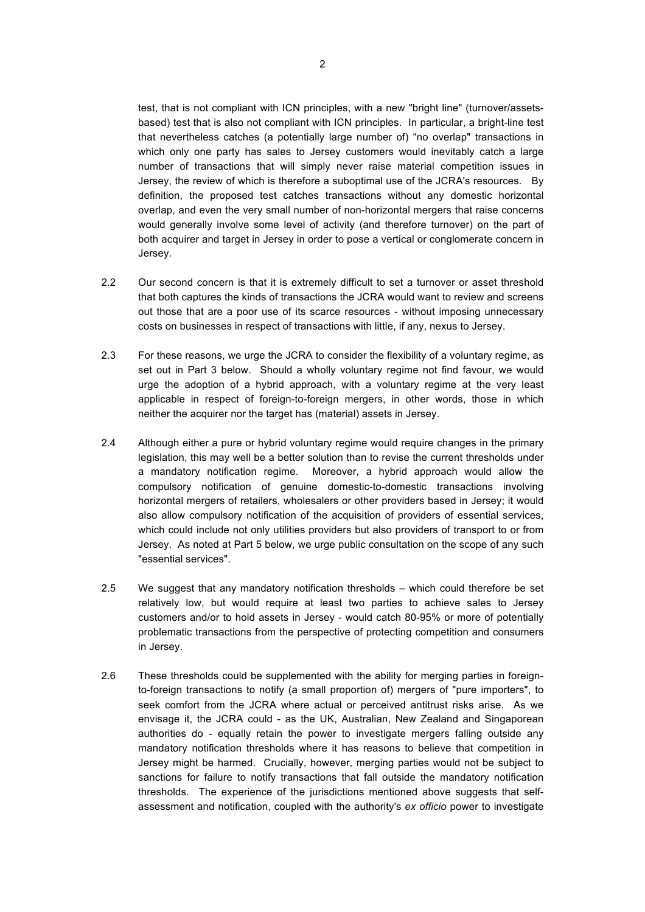test, that is not compliant with ICN principles, with a new "bright line" (turnover/assets-based) test that is also not compliant with ICN principles. In particular, a bright-line test that nevertheless catches (a potentially large number of) "no overlap" transactions in which only one party has sales to Jersey customers would inevitably catch a large number of transactions that will simply never raise material competition issues in Jersey, the review of which is therefore a suboptimal use of the JCRA's resources. By definition, the proposed test catches transactions without any domestic horizontal overlap, and even the very small number of non-horizontal mergers that raise concerns would generally involve some level of activity (and therefore turnover) on the part of both acquirer and target in Jersey in order to pose a vertical or conglomerate concern in Jersey.

2.2 Our second concern is that it is extremely difficult to set a turnover or asset threshold that both captures the kinds of transactions the JCRA would want to review and screens out those that are a poor use of its scarce resources - without imposing unnecessary costs on businesses in respect of transactions with little, if any, nexus to Jersey.

2.3 For these reasons, we urge the JCRA to consider the flexibility of a voluntary regime, as set out in Part 3 below. Should a wholly voluntary regime not find favour, we would urge the adoption of a hybrid approach, with a voluntary regime at the very least applicable in respect of foreign-to-foreign mergers, in other words, those in which neither the acquirer nor the target has (material) assets in Jersey.

2.4 Although either a pure or hybrid voluntary regime would require changes in the primary legislation, this may well be a better solution than to revise the current thresholds under a mandatory notification regime. Moreover, a hybrid approach would allow the compulsory notification of genuine domestic-to-domestic transactions involving horizontal mergers of retailers, wholesalers or other providers based in Jersey; it would also allow compulsory notification of the acquisition of providers of essential services, which could include not only utilities providers but also providers of transport to or from Jersey. As noted at Part 5 below, we urge public consultation on the scope of any such "essential services".

2.5 We suggest that any mandatory notification thresholds – which could therefore be set relatively low, but would require at least two parties to achieve sales to Jersey customers and/or to hold assets in Jersey - would catch 80-95% or more of potentially problematic transactions from the perspective of protecting competition and consumers in Jersey.

2.6 These thresholds could be supplemented with the ability for merging parties in foreign-to-foreign transactions to notify (a small proportion of) mergers of "pure importers", to seek comfort from the JCRA where actual or perceived antitrust risks arise. As we envisage it, the JCRA could - as the UK, Australian, New Zealand and Singaporean authorities do - equally retain the power to investigate mergers falling outside any mandatory notification thresholds where it has reasons to believe that competition in Jersey might be harmed. Crucially, however, merging parties would not be subject to sanctions for failure to notify transactions that fall outside the mandatory notification thresholds. The experience of the jurisdictions mentioned above suggests that self-assessment and notification, coupled with the authority's *ex officio* power to investigate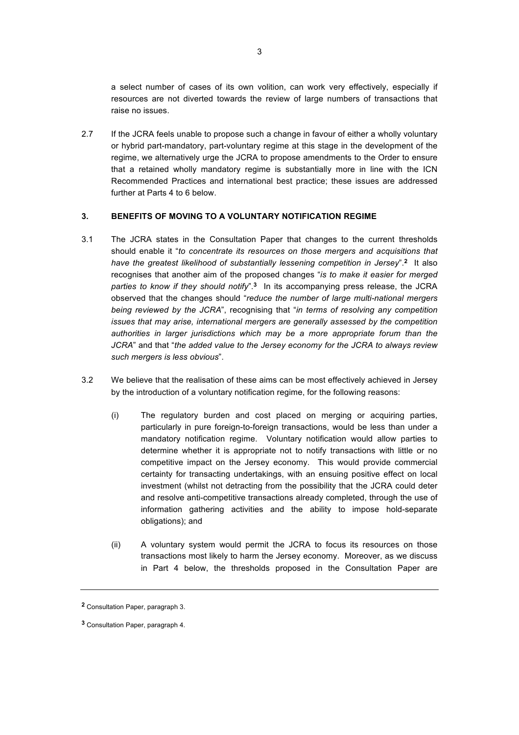a select number of cases of its own volition, can work very effectively, especially if resources are not diverted towards the review of large numbers of transactions that raise no issues.

2.7 If the JCRA feels unable to propose such a change in favour of either a wholly voluntary or hybrid part-mandatory, part-voluntary regime at this stage in the development of the regime, we alternatively urge the JCRA to propose amendments to the Order to ensure that a retained wholly mandatory regime is substantially more in line with the ICN Recommended Practices and international best practice; these issues are addressed further at Parts 4 to 6 below.

## 3. BENEFITS OF MOVING TO A VOLUNTARY NOTIFICATION REGIME

3.1 The JCRA states in the Consultation Paper that changes to the current thresholds should enable it "*to concentrate its resources on those mergers and acquisitions that have the greatest likelihood of substantially lessening competition in Jersey*".[2] It also recognises that another aim of the proposed changes "*is to make it easier for merged parties to know if they should notify*".[3] In its accompanying press release, the JCRA observed that the changes should "*reduce the number of large multi-national mergers being reviewed by the JCRA*", recognising that "*in terms of resolving any competition issues that may arise, international mergers are generally assessed by the competition authorities in larger jurisdictions which may be a more appropriate forum than the JCRA*" and that "*the added value to the Jersey economy for the JCRA to always review such mergers is less obvious*".

3.2 We believe that the realisation of these aims can be most effectively achieved in Jersey by the introduction of a voluntary notification regime, for the following reasons:

(i) The regulatory burden and cost placed on merging or acquiring parties, particularly in pure foreign-to-foreign transactions, would be less than under a mandatory notification regime. Voluntary notification would allow parties to determine whether it is appropriate not to notify transactions with little or no competitive impact on the Jersey economy. This would provide commercial certainty for transacting undertakings, with an ensuing positive effect on local investment (whilst not detracting from the possibility that the JCRA could deter and resolve anti-competitive transactions already completed, through the use of information gathering activities and the ability to impose hold-separate obligations); and

(ii) A voluntary system would permit the JCRA to focus its resources on those transactions most likely to harm the Jersey economy. Moreover, as we discuss in Part 4 below, the thresholds proposed in the Consultation Paper are

---

[2] Consultation Paper, paragraph 3.

[3] Consultation Paper, paragraph 4.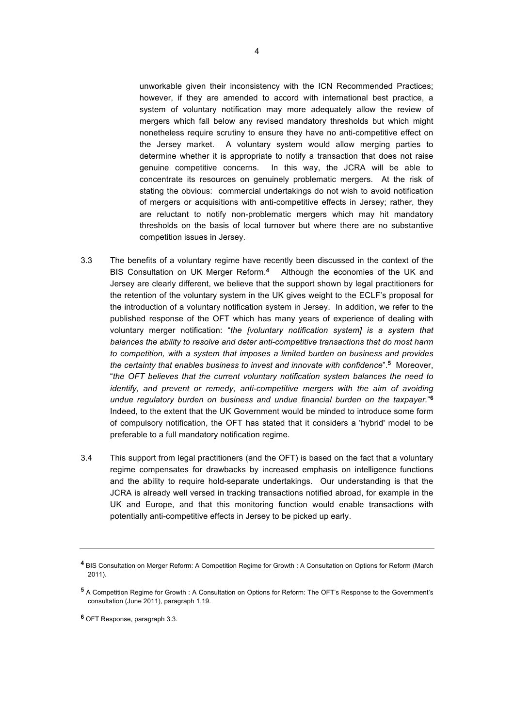unworkable given their inconsistency with the ICN Recommended Practices; however, if they are amended to accord with international best practice, a system of voluntary notification may more adequately allow the review of mergers which fall below any revised mandatory thresholds but which might nonetheless require scrutiny to ensure they have no anti-competitive effect on the Jersey market. A voluntary system would allow merging parties to determine whether it is appropriate to notify a transaction that does not raise genuine competitive concerns. In this way, the JCRA will be able to concentrate its resources on genuinely problematic mergers. At the risk of stating the obvious: commercial undertakings do not wish to avoid notification of mergers or acquisitions with anti-competitive effects in Jersey; rather, they are reluctant to notify non-problematic mergers which may hit mandatory thresholds on the basis of local turnover but where there are no substantive competition issues in Jersey.

3.3 The benefits of a voluntary regime have recently been discussed in the context of the BIS Consultation on UK Merger Reform.[4] Although the economies of the UK and Jersey are clearly different, we believe that the support shown by legal practitioners for the retention of the voluntary system in the UK gives weight to the ECLF's proposal for the introduction of a voluntary notification system in Jersey. In addition, we refer to the published response of the OFT which has many years of experience of dealing with voluntary merger notification: "*the [voluntary notification system] is a system that balances the ability to resolve and deter anti-competitive transactions that do most harm to competition, with a system that imposes a limited burden on business and provides the certainty that enables business to invest and innovate with confidence*".[5] Moreover, "*the OFT believes that the current voluntary notification system balances the need to identify, and prevent or remedy, anti-competitive mergers with the aim of avoiding undue regulatory burden on business and undue financial burden on the taxpayer.*"[6] Indeed, to the extent that the UK Government would be minded to introduce some form of compulsory notification, the OFT has stated that it considers a 'hybrid' model to be preferable to a full mandatory notification regime.

3.4 This support from legal practitioners (and the OFT) is based on the fact that a voluntary regime compensates for drawbacks by increased emphasis on intelligence functions and the ability to require hold-separate undertakings. Our understanding is that the JCRA is already well versed in tracking transactions notified abroad, for example in the UK and Europe, and that this monitoring function would enable transactions with potentially anti-competitive effects in Jersey to be picked up early.

---

[4] BIS Consultation on Merger Reform: A Competition Regime for Growth : A Consultation on Options for Reform (March 2011).

[5] A Competition Regime for Growth : A Consultation on Options for Reform: The OFT's Response to the Government's consultation (June 2011), paragraph 1.19.

[6] OFT Response, paragraph 3.3.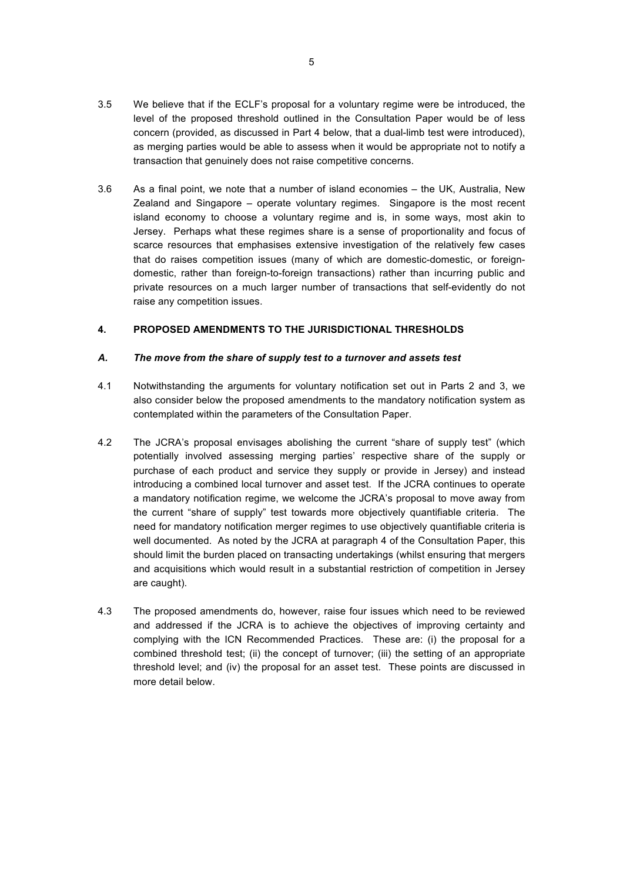3.5 We believe that if the ECLF's proposal for a voluntary regime were be introduced, the level of the proposed threshold outlined in the Consultation Paper would be of less concern (provided, as discussed in Part 4 below, that a dual-limb test were introduced), as merging parties would be able to assess when it would be appropriate not to notify a transaction that genuinely does not raise competitive concerns.

3.6 As a final point, we note that a number of island economies – the UK, Australia, New Zealand and Singapore – operate voluntary regimes. Singapore is the most recent island economy to choose a voluntary regime and is, in some ways, most akin to Jersey. Perhaps what these regimes share is a sense of proportionality and focus of scarce resources that emphasises extensive investigation of the relatively few cases that do raises competition issues (many of which are domestic-domestic, or foreign-domestic, rather than foreign-to-foreign transactions) rather than incurring public and private resources on a much larger number of transactions that self-evidently do not raise any competition issues.

## 4. PROPOSED AMENDMENTS TO THE JURISDICTIONAL THRESHOLDS

### *A. The move from the share of supply test to a turnover and assets test*

4.1 Notwithstanding the arguments for voluntary notification set out in Parts 2 and 3, we also consider below the proposed amendments to the mandatory notification system as contemplated within the parameters of the Consultation Paper.

4.2 The JCRA's proposal envisages abolishing the current "share of supply test" (which potentially involved assessing merging parties' respective share of the supply or purchase of each product and service they supply or provide in Jersey) and instead introducing a combined local turnover and asset test. If the JCRA continues to operate a mandatory notification regime, we welcome the JCRA's proposal to move away from the current "share of supply" test towards more objectively quantifiable criteria. The need for mandatory notification merger regimes to use objectively quantifiable criteria is well documented. As noted by the JCRA at paragraph 4 of the Consultation Paper, this should limit the burden placed on transacting undertakings (whilst ensuring that mergers and acquisitions which would result in a substantial restriction of competition in Jersey are caught).

4.3 The proposed amendments do, however, raise four issues which need to be reviewed and addressed if the JCRA is to achieve the objectives of improving certainty and complying with the ICN Recommended Practices. These are: (i) the proposal for a combined threshold test; (ii) the concept of turnover; (iii) the setting of an appropriate threshold level; and (iv) the proposal for an asset test. These points are discussed in more detail below.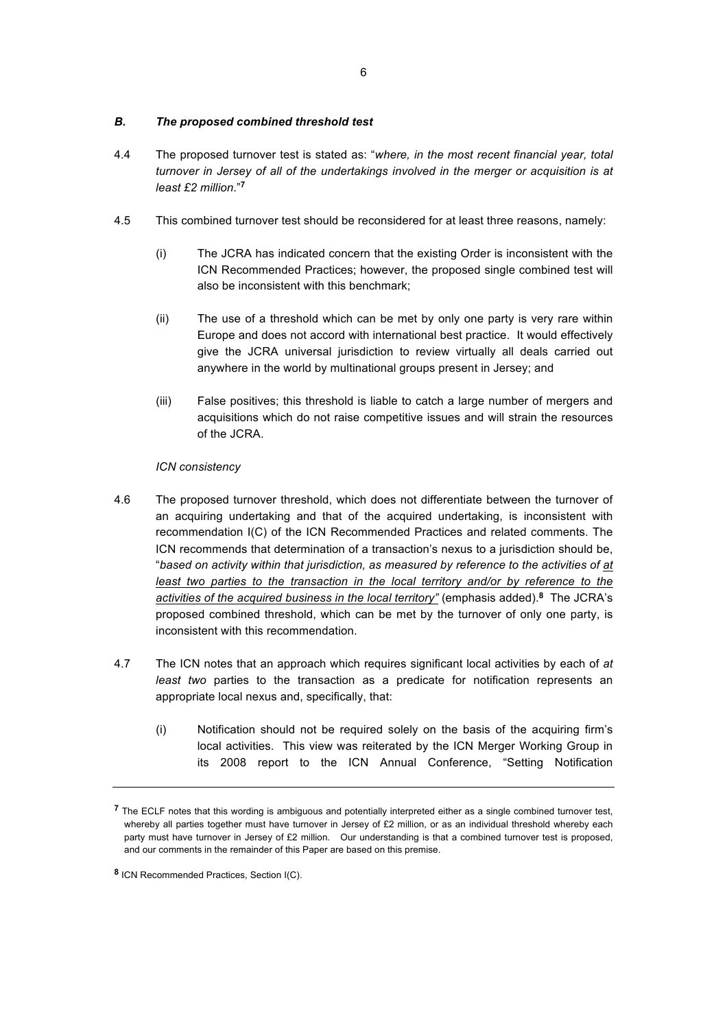### *B. The proposed combined threshold test*

4.4 The proposed turnover test is stated as: "*where, in the most recent financial year, total turnover in Jersey of all of the undertakings involved in the merger or acquisition is at least £2 million*."[7]

4.5 This combined turnover test should be reconsidered for at least three reasons, namely:

(i) The JCRA has indicated concern that the existing Order is inconsistent with the ICN Recommended Practices; however, the proposed single combined test will also be inconsistent with this benchmark;

(ii) The use of a threshold which can be met by only one party is very rare within Europe and does not accord with international best practice. It would effectively give the JCRA universal jurisdiction to review virtually all deals carried out anywhere in the world by multinational groups present in Jersey; and

(iii) False positives; this threshold is liable to catch a large number of mergers and acquisitions which do not raise competitive issues and will strain the resources of the JCRA.

*ICN consistency*

4.6 The proposed turnover threshold, which does not differentiate between the turnover of an acquiring undertaking and that of the acquired undertaking, is inconsistent with recommendation I(C) of the ICN Recommended Practices and related comments. The ICN recommends that determination of a transaction's nexus to a jurisdiction should be, "*based on activity within that jurisdiction, as measured by reference to the activities of <u>at least two parties to the transaction in the local territory and/or by reference to the activities of the acquired business in the local territory</u>"* (emphasis added).[8] The JCRA's proposed combined threshold, which can be met by the turnover of only one party, is inconsistent with this recommendation.

4.7 The ICN notes that an approach which requires significant local activities by each of *at least two* parties to the transaction as a predicate for notification represents an appropriate local nexus and, specifically, that:

(i) Notification should not be required solely on the basis of the acquiring firm's local activities. This view was reiterated by the ICN Merger Working Group in its 2008 report to the ICN Annual Conference, "Setting Notification

---

[7] The ECLF notes that this wording is ambiguous and potentially interpreted either as a single combined turnover test, whereby all parties together must have turnover in Jersey of £2 million, or as an individual threshold whereby each party must have turnover in Jersey of £2 million. Our understanding is that a combined turnover test is proposed, and our comments in the remainder of this Paper are based on this premise.

[8] ICN Recommended Practices, Section I(C).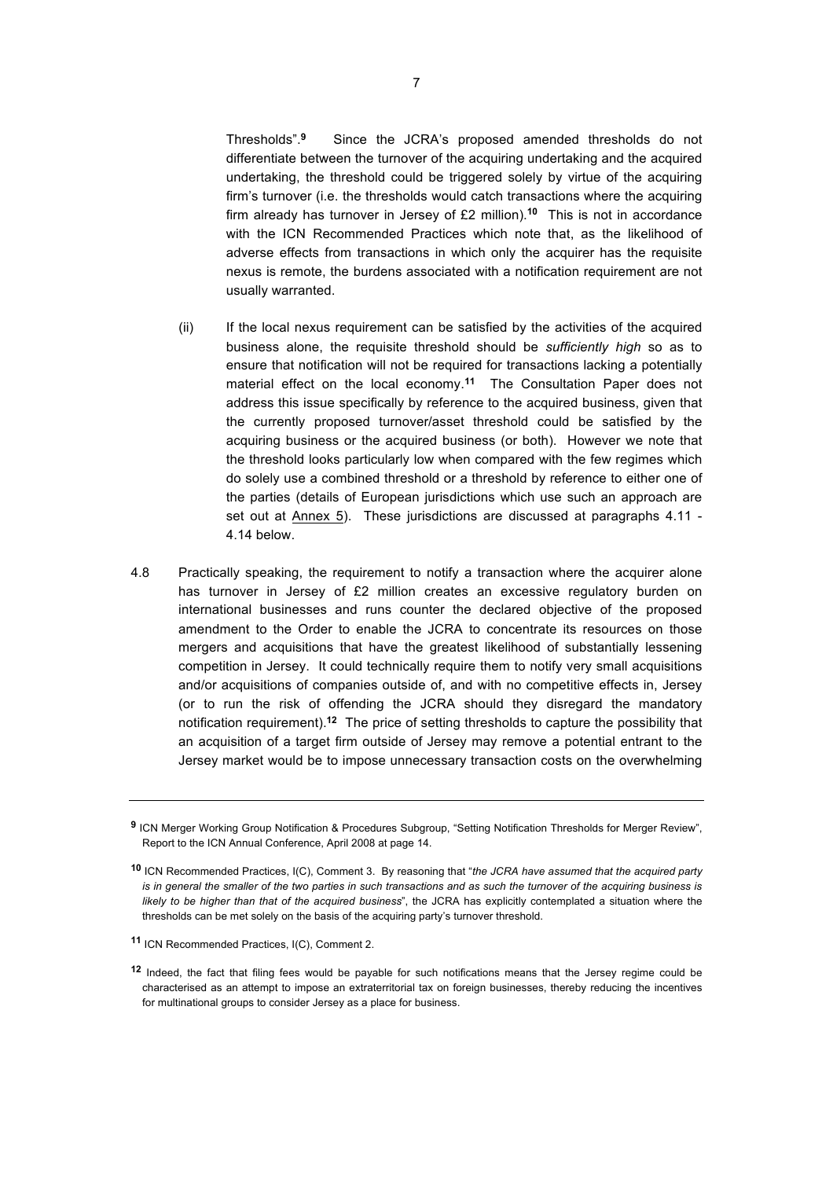Thresholds".[9] Since the JCRA's proposed amended thresholds do not differentiate between the turnover of the acquiring undertaking and the acquired undertaking, the threshold could be triggered solely by virtue of the acquiring firm's turnover (i.e. the thresholds would catch transactions where the acquiring firm already has turnover in Jersey of £2 million).[10] This is not in accordance with the ICN Recommended Practices which note that, as the likelihood of adverse effects from transactions in which only the acquirer has the requisite nexus is remote, the burdens associated with a notification requirement are not usually warranted.

(ii) If the local nexus requirement can be satisfied by the activities of the acquired business alone, the requisite threshold should be *sufficiently high* so as to ensure that notification will not be required for transactions lacking a potentially material effect on the local economy.[11] The Consultation Paper does not address this issue specifically by reference to the acquired business, given that the currently proposed turnover/asset threshold could be satisfied by the acquiring business or the acquired business (or both). However we note that the threshold looks particularly low when compared with the few regimes which do solely use a combined threshold or a threshold by reference to either one of the parties (details of European jurisdictions which use such an approach are set out at Annex 5). These jurisdictions are discussed at paragraphs 4.11 - 4.14 below.

4.8 Practically speaking, the requirement to notify a transaction where the acquirer alone has turnover in Jersey of £2 million creates an excessive regulatory burden on international businesses and runs counter the declared objective of the proposed amendment to the Order to enable the JCRA to concentrate its resources on those mergers and acquisitions that have the greatest likelihood of substantially lessening competition in Jersey. It could technically require them to notify very small acquisitions and/or acquisitions of companies outside of, and with no competitive effects in, Jersey (or to run the risk of offending the JCRA should they disregard the mandatory notification requirement).[12] The price of setting thresholds to capture the possibility that an acquisition of a target firm outside of Jersey may remove a potential entrant to the Jersey market would be to impose unnecessary transaction costs on the overwhelming

---

[9] ICN Merger Working Group Notification & Procedures Subgroup, "Setting Notification Thresholds for Merger Review", Report to the ICN Annual Conference, April 2008 at page 14.

[10] ICN Recommended Practices, I(C), Comment 3. By reasoning that "*the JCRA have assumed that the acquired party is in general the smaller of the two parties in such transactions and as such the turnover of the acquiring business is likely to be higher than that of the acquired business*", the JCRA has explicitly contemplated a situation where the thresholds can be met solely on the basis of the acquiring party's turnover threshold.

[11] ICN Recommended Practices, I(C), Comment 2.

[12] Indeed, the fact that filing fees would be payable for such notifications means that the Jersey regime could be characterised as an attempt to impose an extraterritorial tax on foreign businesses, thereby reducing the incentives for multinational groups to consider Jersey as a place for business.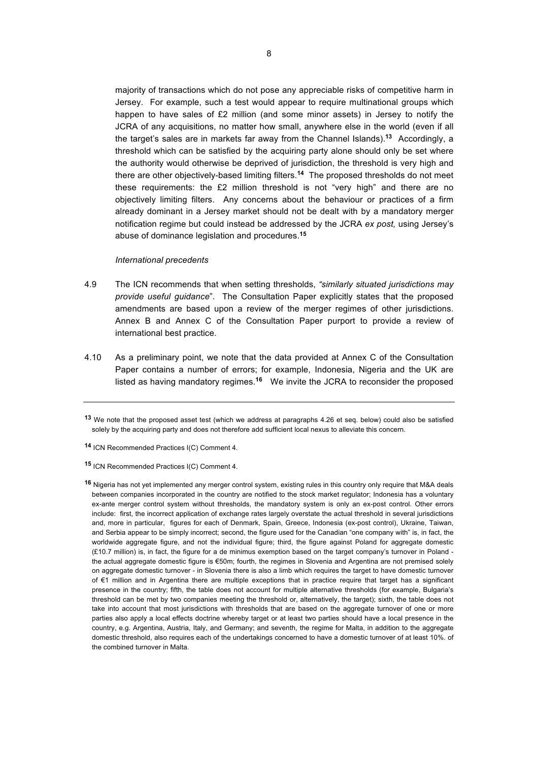majority of transactions which do not pose any appreciable risks of competitive harm in Jersey. For example, such a test would appear to require multinational groups which happen to have sales of £2 million (and some minor assets) in Jersey to notify the JCRA of any acquisitions, no matter how small, anywhere else in the world (even if all the target's sales are in markets far away from the Channel Islands).[13] Accordingly, a threshold which can be satisfied by the acquiring party alone should only be set where the authority would otherwise be deprived of jurisdiction, the threshold is very high and there are other objectively-based limiting filters.[14] The proposed thresholds do not meet these requirements: the £2 million threshold is not "very high" and there are no objectively limiting filters. Any concerns about the behaviour or practices of a firm already dominant in a Jersey market should not be dealt with by a mandatory merger notification regime but could instead be addressed by the JCRA *ex post,* using Jersey's abuse of dominance legislation and procedures.[15]

*International precedents*

4.9 The ICN recommends that when setting thresholds, *"similarly situated jurisdictions may provide useful guidance*". The Consultation Paper explicitly states that the proposed amendments are based upon a review of the merger regimes of other jurisdictions. Annex B and Annex C of the Consultation Paper purport to provide a review of international best practice.

4.10 As a preliminary point, we note that the data provided at Annex C of the Consultation Paper contains a number of errors; for example, Indonesia, Nigeria and the UK are listed as having mandatory regimes.[16] We invite the JCRA to reconsider the proposed

---

[13] We note that the proposed asset test (which we address at paragraphs 4.26 et seq. below) could also be satisfied solely by the acquiring party and does not therefore add sufficient local nexus to alleviate this concern.

[14] ICN Recommended Practices I(C) Comment 4.

[15] ICN Recommended Practices I(C) Comment 4.

[16] Nigeria has not yet implemented any merger control system, existing rules in this country only require that M&A deals between companies incorporated in the country are notified to the stock market regulator; Indonesia has a voluntary ex-ante merger control system without thresholds, the mandatory system is only an ex-post control. Other errors include: first, the incorrect application of exchange rates largely overstate the actual threshold in several jurisdictions and, more in particular, figures for each of Denmark, Spain, Greece, Indonesia (ex-post control), Ukraine, Taiwan, and Serbia appear to be simply incorrect; second, the figure used for the Canadian "one company with" is, in fact, the worldwide aggregate figure, and not the individual figure; third, the figure against Poland for aggregate domestic (£10.7 million) is, in fact, the figure for a de minimus exemption based on the target company's turnover in Poland - the actual aggregate domestic figure is €50m; fourth, the regimes in Slovenia and Argentina are not premised solely on aggregate domestic turnover - in Slovenia there is also a limb which requires the target to have domestic turnover of €1 million and in Argentina there are multiple exceptions that in practice require that target has a significant presence in the country; fifth, the table does not account for multiple alternative thresholds (for example, Bulgaria's threshold can be met by two companies meeting the threshold or, alternatively, the target); sixth, the table does not take into account that most jurisdictions with thresholds that are based on the aggregate turnover of one or more parties also apply a local effects doctrine whereby target or at least two parties should have a local presence in the country, e.g. Argentina, Austria, Italy, and Germany; and seventh, the regime for Malta, in addition to the aggregate domestic threshold, also requires each of the undertakings concerned to have a domestic turnover of at least 10%. of the combined turnover in Malta.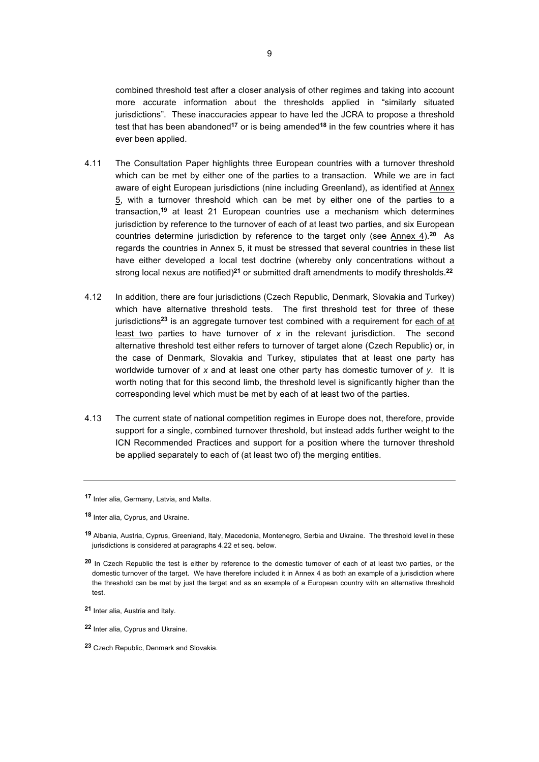combined threshold test after a closer analysis of other regimes and taking into account more accurate information about the thresholds applied in "similarly situated jurisdictions". These inaccuracies appear to have led the JCRA to propose a threshold test that has been abandoned[17] or is being amended[18] in the few countries where it has ever been applied.

4.11 The Consultation Paper highlights three European countries with a turnover threshold which can be met by either one of the parties to a transaction. While we are in fact aware of eight European jurisdictions (nine including Greenland), as identified at Annex 5, with a turnover threshold which can be met by either one of the parties to a transaction,[19] at least 21 European countries use a mechanism which determines jurisdiction by reference to the turnover of each of at least two parties, and six European countries determine jurisdiction by reference to the target only (see Annex 4).[20] As regards the countries in Annex 5, it must be stressed that several countries in these list have either developed a local test doctrine (whereby only concentrations without a strong local nexus are notified)[21] or submitted draft amendments to modify thresholds.[22]

4.12 In addition, there are four jurisdictions (Czech Republic, Denmark, Slovakia and Turkey) which have alternative threshold tests. The first threshold test for three of these jurisdictions[23] is an aggregate turnover test combined with a requirement for each of at least two parties to have turnover of *x* in the relevant jurisdiction. The second alternative threshold test either refers to turnover of target alone (Czech Republic) or, in the case of Denmark, Slovakia and Turkey, stipulates that at least one party has worldwide turnover of *x* and at least one other party has domestic turnover of *y*. It is worth noting that for this second limb, the threshold level is significantly higher than the corresponding level which must be met by each of at least two of the parties.

4.13 The current state of national competition regimes in Europe does not, therefore, provide support for a single, combined turnover threshold, but instead adds further weight to the ICN Recommended Practices and support for a position where the turnover threshold be applied separately to each of (at least two of) the merging entities.

---

[17] Inter alia, Germany, Latvia, and Malta.

[18] Inter alia, Cyprus, and Ukraine.

[19] Albania, Austria, Cyprus, Greenland, Italy, Macedonia, Montenegro, Serbia and Ukraine. The threshold level in these jurisdictions is considered at paragraphs 4.22 et seq. below.

[20] In Czech Republic the test is either by reference to the domestic turnover of each of at least two parties, or the domestic turnover of the target. We have therefore included it in Annex 4 as both an example of a jurisdiction where the threshold can be met by just the target and as an example of a European country with an alternative threshold test.

[21] Inter alia, Austria and Italy.

[22] Inter alia, Cyprus and Ukraine.

[23] Czech Republic, Denmark and Slovakia.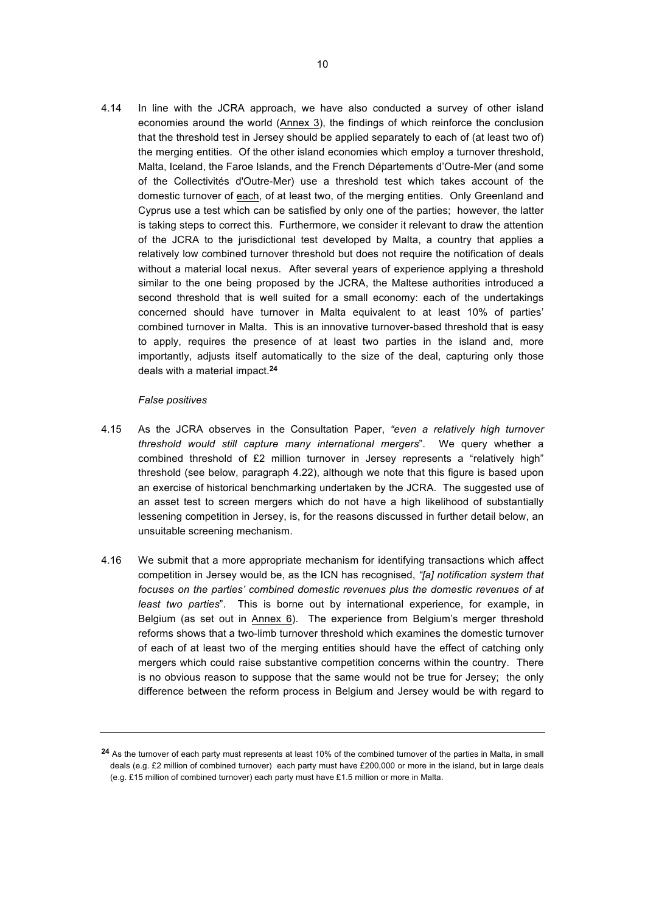4.14 In line with the JCRA approach, we have also conducted a survey of other island economies around the world (Annex 3), the findings of which reinforce the conclusion that the threshold test in Jersey should be applied separately to each of (at least two of) the merging entities. Of the other island economies which employ a turnover threshold, Malta, Iceland, the Faroe Islands, and the French Départements d'Outre-Mer (and some of the Collectivités d'Outre-Mer) use a threshold test which takes account of the domestic turnover of each, of at least two, of the merging entities. Only Greenland and Cyprus use a test which can be satisfied by only one of the parties; however, the latter is taking steps to correct this. Furthermore, we consider it relevant to draw the attention of the JCRA to the jurisdictional test developed by Malta, a country that applies a relatively low combined turnover threshold but does not require the notification of deals without a material local nexus. After several years of experience applying a threshold similar to the one being proposed by the JCRA, the Maltese authorities introduced a second threshold that is well suited for a small economy: each of the undertakings concerned should have turnover in Malta equivalent to at least 10% of parties' combined turnover in Malta. This is an innovative turnover-based threshold that is easy to apply, requires the presence of at least two parties in the island and, more importantly, adjusts itself automatically to the size of the deal, capturing only those deals with a material impact.[24]

*False positives*

4.15 As the JCRA observes in the Consultation Paper, *"even a relatively high turnover threshold would still capture many international mergers*". We query whether a combined threshold of £2 million turnover in Jersey represents a "relatively high" threshold (see below, paragraph 4.22), although we note that this figure is based upon an exercise of historical benchmarking undertaken by the JCRA. The suggested use of an asset test to screen mergers which do not have a high likelihood of substantially lessening competition in Jersey, is, for the reasons discussed in further detail below, an unsuitable screening mechanism.

4.16 We submit that a more appropriate mechanism for identifying transactions which affect competition in Jersey would be, as the ICN has recognised, *"[a] notification system that focuses on the parties' combined domestic revenues plus the domestic revenues of at least two parties*". This is borne out by international experience, for example, in Belgium (as set out in Annex 6). The experience from Belgium's merger threshold reforms shows that a two-limb turnover threshold which examines the domestic turnover of each of at least two of the merging entities should have the effect of catching only mergers which could raise substantive competition concerns within the country. There is no obvious reason to suppose that the same would not be true for Jersey; the only difference between the reform process in Belgium and Jersey would be with regard to

---

[24] As the turnover of each party must represents at least 10% of the combined turnover of the parties in Malta, in small deals (e.g. £2 million of combined turnover) each party must have £200,000 or more in the island, but in large deals (e.g. £15 million of combined turnover) each party must have £1.5 million or more in Malta.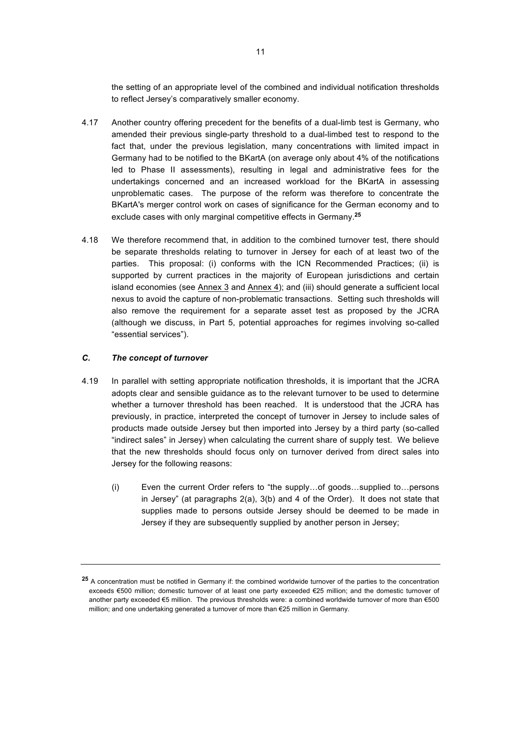the setting of an appropriate level of the combined and individual notification thresholds to reflect Jersey's comparatively smaller economy.

4.17 Another country offering precedent for the benefits of a dual-limb test is Germany, who amended their previous single-party threshold to a dual-limbed test to respond to the fact that, under the previous legislation, many concentrations with limited impact in Germany had to be notified to the BKartA (on average only about 4% of the notifications led to Phase II assessments), resulting in legal and administrative fees for the undertakings concerned and an increased workload for the BKartA in assessing unproblematic cases. The purpose of the reform was therefore to concentrate the BKartA's merger control work on cases of significance for the German economy and to exclude cases with only marginal competitive effects in Germany.[25]

4.18 We therefore recommend that, in addition to the combined turnover test, there should be separate thresholds relating to turnover in Jersey for each of at least two of the parties. This proposal: (i) conforms with the ICN Recommended Practices; (ii) is supported by current practices in the majority of European jurisdictions and certain island economies (see Annex 3 and Annex 4); and (iii) should generate a sufficient local nexus to avoid the capture of non-problematic transactions. Setting such thresholds will also remove the requirement for a separate asset test as proposed by the JCRA (although we discuss, in Part 5, potential approaches for regimes involving so-called "essential services").

### *C. The concept of turnover*

4.19 In parallel with setting appropriate notification thresholds, it is important that the JCRA adopts clear and sensible guidance as to the relevant turnover to be used to determine whether a turnover threshold has been reached. It is understood that the JCRA has previously, in practice, interpreted the concept of turnover in Jersey to include sales of products made outside Jersey but then imported into Jersey by a third party (so-called "indirect sales" in Jersey) when calculating the current share of supply test. We believe that the new thresholds should focus only on turnover derived from direct sales into Jersey for the following reasons:

(i) Even the current Order refers to "the supply…of goods…supplied to…persons in Jersey" (at paragraphs 2(a), 3(b) and 4 of the Order). It does not state that supplies made to persons outside Jersey should be deemed to be made in Jersey if they are subsequently supplied by another person in Jersey;

---

[25] A concentration must be notified in Germany if: the combined worldwide turnover of the parties to the concentration exceeds €500 million; domestic turnover of at least one party exceeded €25 million; and the domestic turnover of another party exceeded €5 million. The previous thresholds were: a combined worldwide turnover of more than €500 million; and one undertaking generated a turnover of more than €25 million in Germany.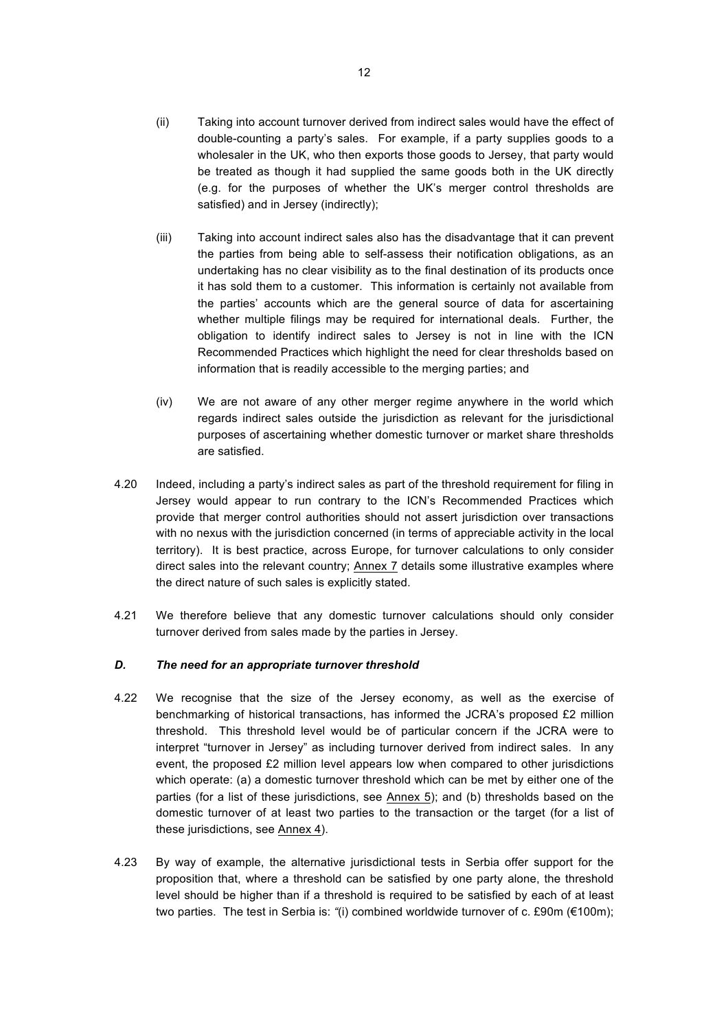(ii) Taking into account turnover derived from indirect sales would have the effect of double-counting a party's sales. For example, if a party supplies goods to a wholesaler in the UK, who then exports those goods to Jersey, that party would be treated as though it had supplied the same goods both in the UK directly (e.g. for the purposes of whether the UK's merger control thresholds are satisfied) and in Jersey (indirectly);

(iii) Taking into account indirect sales also has the disadvantage that it can prevent the parties from being able to self-assess their notification obligations, as an undertaking has no clear visibility as to the final destination of its products once it has sold them to a customer. This information is certainly not available from the parties' accounts which are the general source of data for ascertaining whether multiple filings may be required for international deals. Further, the obligation to identify indirect sales to Jersey is not in line with the ICN Recommended Practices which highlight the need for clear thresholds based on information that is readily accessible to the merging parties; and

(iv) We are not aware of any other merger regime anywhere in the world which regards indirect sales outside the jurisdiction as relevant for the jurisdictional purposes of ascertaining whether domestic turnover or market share thresholds are satisfied.

4.20 Indeed, including a party's indirect sales as part of the threshold requirement for filing in Jersey would appear to run contrary to the ICN's Recommended Practices which provide that merger control authorities should not assert jurisdiction over transactions with no nexus with the jurisdiction concerned (in terms of appreciable activity in the local territory). It is best practice, across Europe, for turnover calculations to only consider direct sales into the relevant country; Annex 7 details some illustrative examples where the direct nature of such sales is explicitly stated.

4.21 We therefore believe that any domestic turnover calculations should only consider turnover derived from sales made by the parties in Jersey.

### *D. The need for an appropriate turnover threshold*

4.22 We recognise that the size of the Jersey economy, as well as the exercise of benchmarking of historical transactions, has informed the JCRA's proposed £2 million threshold. This threshold level would be of particular concern if the JCRA were to interpret "turnover in Jersey" as including turnover derived from indirect sales. In any event, the proposed £2 million level appears low when compared to other jurisdictions which operate: (a) a domestic turnover threshold which can be met by either one of the parties (for a list of these jurisdictions, see Annex 5); and (b) thresholds based on the domestic turnover of at least two parties to the transaction or the target (for a list of these jurisdictions, see Annex 4).

4.23 By way of example, the alternative jurisdictional tests in Serbia offer support for the proposition that, where a threshold can be satisfied by one party alone, the threshold level should be higher than if a threshold is required to be satisfied by each of at least two parties. The test in Serbia is: "(i) combined worldwide turnover of c. £90m (€100m);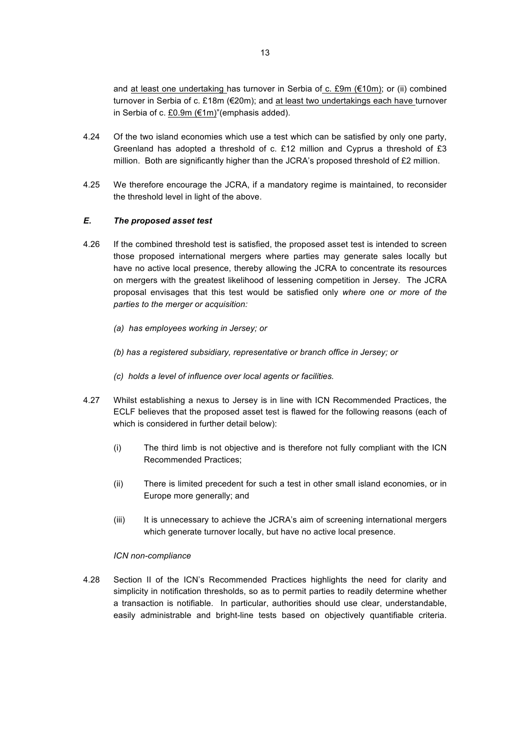and <u>at least one undertaking</u> has turnover in Serbia of <u>c. £9m (€10m)</u>; or (ii) combined turnover in Serbia of c. £18m (€20m); and <u>at least two undertakings each have</u> turnover in Serbia of c. <u>£0.9m (€1m)</u>"(emphasis added).

4.24 Of the two island economies which use a test which can be satisfied by only one party, Greenland has adopted a threshold of c. £12 million and Cyprus a threshold of £3 million. Both are significantly higher than the JCRA's proposed threshold of £2 million.

4.25 We therefore encourage the JCRA, if a mandatory regime is maintained, to reconsider the threshold level in light of the above.

### *E. The proposed asset test*

4.26 If the combined threshold test is satisfied, the proposed asset test is intended to screen those proposed international mergers where parties may generate sales locally but have no active local presence, thereby allowing the JCRA to concentrate its resources on mergers with the greatest likelihood of lessening competition in Jersey. The JCRA proposal envisages that this test would be satisfied only *where one or more of the parties to the merger or acquisition:*

*(a) has employees working in Jersey; or*

*(b) has a registered subsidiary, representative or branch office in Jersey; or*

*(c) holds a level of influence over local agents or facilities.*

4.27 Whilst establishing a nexus to Jersey is in line with ICN Recommended Practices, the ECLF believes that the proposed asset test is flawed for the following reasons (each of which is considered in further detail below):

(i) The third limb is not objective and is therefore not fully compliant with the ICN Recommended Practices;

(ii) There is limited precedent for such a test in other small island economies, or in Europe more generally; and

(iii) It is unnecessary to achieve the JCRA's aim of screening international mergers which generate turnover locally, but have no active local presence.

*ICN non-compliance*

4.28 Section II of the ICN's Recommended Practices highlights the need for clarity and simplicity in notification thresholds, so as to permit parties to readily determine whether a transaction is notifiable. In particular, authorities should use clear, understandable, easily administrable and bright-line tests based on objectively quantifiable criteria.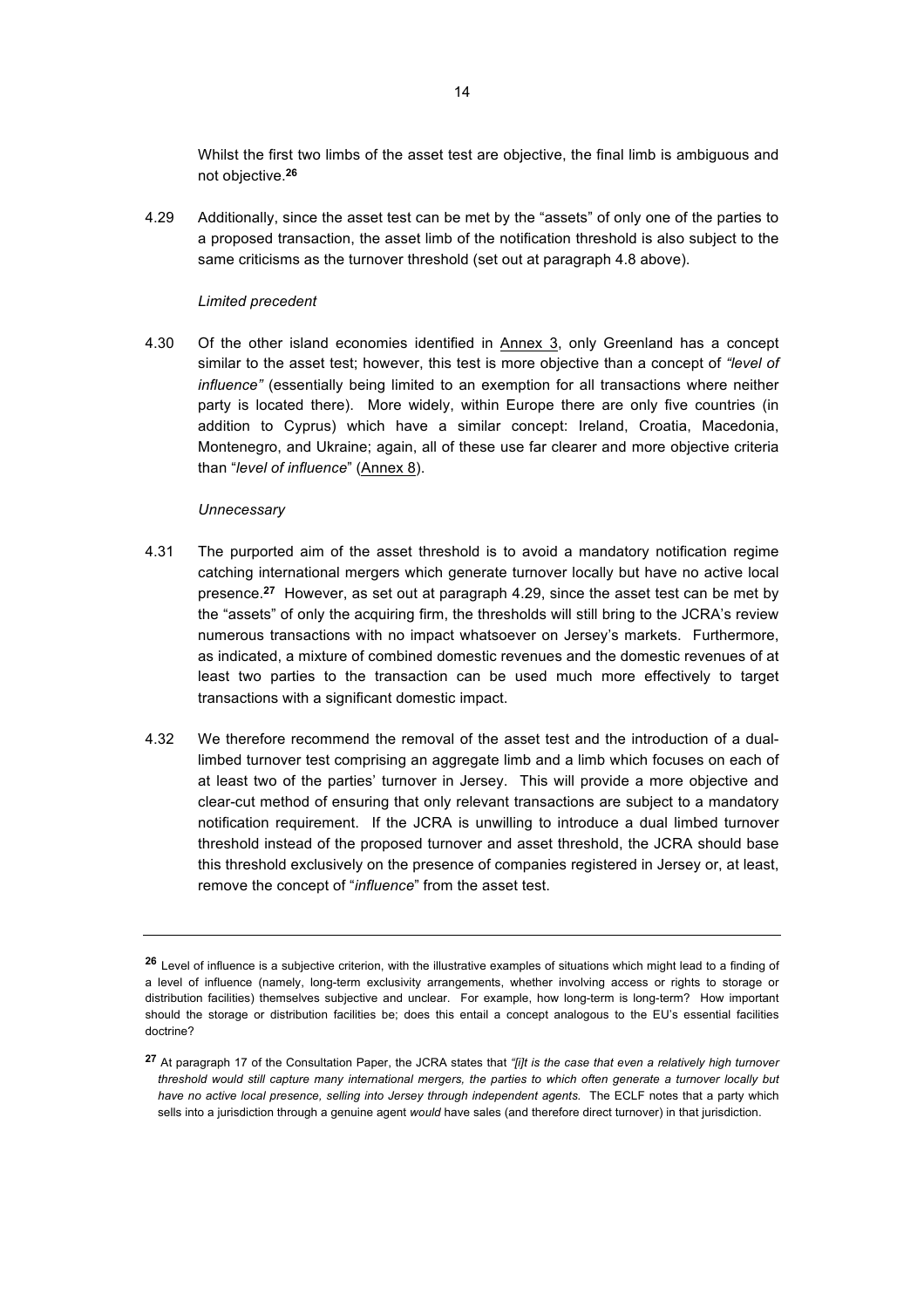Whilst the first two limbs of the asset test are objective, the final limb is ambiguous and not objective.[26]

4.29 Additionally, since the asset test can be met by the "assets" of only one of the parties to a proposed transaction, the asset limb of the notification threshold is also subject to the same criticisms as the turnover threshold (set out at paragraph 4.8 above).

*Limited precedent*

4.30 Of the other island economies identified in Annex 3, only Greenland has a concept similar to the asset test; however, this test is more objective than a concept of *"level of influence"* (essentially being limited to an exemption for all transactions where neither party is located there). More widely, within Europe there are only five countries (in addition to Cyprus) which have a similar concept: Ireland, Croatia, Macedonia, Montenegro, and Ukraine; again, all of these use far clearer and more objective criteria than "*level of influence*" (Annex 8).

*Unnecessary*

4.31 The purported aim of the asset threshold is to avoid a mandatory notification regime catching international mergers which generate turnover locally but have no active local presence.[27] However, as set out at paragraph 4.29, since the asset test can be met by the "assets" of only the acquiring firm, the thresholds will still bring to the JCRA's review numerous transactions with no impact whatsoever on Jersey's markets. Furthermore, as indicated, a mixture of combined domestic revenues and the domestic revenues of at least two parties to the transaction can be used much more effectively to target transactions with a significant domestic impact.

4.32 We therefore recommend the removal of the asset test and the introduction of a dual-limbed turnover test comprising an aggregate limb and a limb which focuses on each of at least two of the parties' turnover in Jersey. This will provide a more objective and clear-cut method of ensuring that only relevant transactions are subject to a mandatory notification requirement. If the JCRA is unwilling to introduce a dual limbed turnover threshold instead of the proposed turnover and asset threshold, the JCRA should base this threshold exclusively on the presence of companies registered in Jersey or, at least, remove the concept of "*influence*" from the asset test.

---

[26] Level of influence is a subjective criterion, with the illustrative examples of situations which might lead to a finding of a level of influence (namely, long-term exclusivity arrangements, whether involving access or rights to storage or distribution facilities) themselves subjective and unclear. For example, how long-term is long-term? How important should the storage or distribution facilities be; does this entail a concept analogous to the EU's essential facilities doctrine?

[27] At paragraph 17 of the Consultation Paper, the JCRA states that *"[i]t is the case that even a relatively high turnover threshold would still capture many international mergers, the parties to which often generate a turnover locally but have no active local presence, selling into Jersey through independent agents.* The ECLF notes that a party which sells into a jurisdiction through a genuine agent *would* have sales (and therefore direct turnover) in that jurisdiction.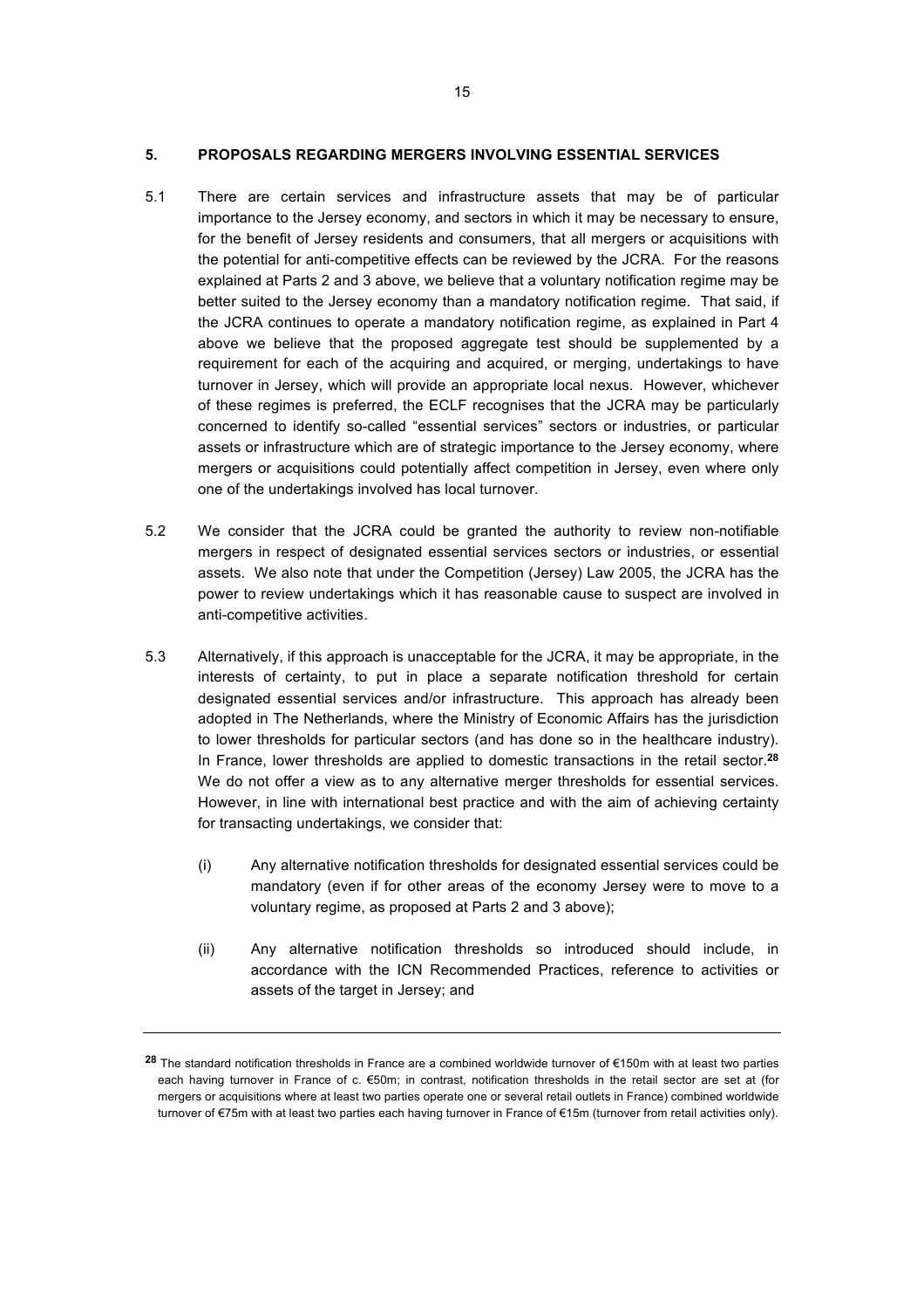## 5. PROPOSALS REGARDING MERGERS INVOLVING ESSENTIAL SERVICES

5.1 There are certain services and infrastructure assets that may be of particular importance to the Jersey economy, and sectors in which it may be necessary to ensure, for the benefit of Jersey residents and consumers, that all mergers or acquisitions with the potential for anti-competitive effects can be reviewed by the JCRA. For the reasons explained at Parts 2 and 3 above, we believe that a voluntary notification regime may be better suited to the Jersey economy than a mandatory notification regime. That said, if the JCRA continues to operate a mandatory notification regime, as explained in Part 4 above we believe that the proposed aggregate test should be supplemented by a requirement for each of the acquiring and acquired, or merging, undertakings to have turnover in Jersey, which will provide an appropriate local nexus. However, whichever of these regimes is preferred, the ECLF recognises that the JCRA may be particularly concerned to identify so-called "essential services" sectors or industries, or particular assets or infrastructure which are of strategic importance to the Jersey economy, where mergers or acquisitions could potentially affect competition in Jersey, even where only one of the undertakings involved has local turnover.

5.2 We consider that the JCRA could be granted the authority to review non-notifiable mergers in respect of designated essential services sectors or industries, or essential assets. We also note that under the Competition (Jersey) Law 2005, the JCRA has the power to review undertakings which it has reasonable cause to suspect are involved in anti-competitive activities.

5.3 Alternatively, if this approach is unacceptable for the JCRA, it may be appropriate, in the interests of certainty, to put in place a separate notification threshold for certain designated essential services and/or infrastructure. This approach has already been adopted in The Netherlands, where the Ministry of Economic Affairs has the jurisdiction to lower thresholds for particular sectors (and has done so in the healthcare industry). In France, lower thresholds are applied to domestic transactions in the retail sector.[28] We do not offer a view as to any alternative merger thresholds for essential services. However, in line with international best practice and with the aim of achieving certainty for transacting undertakings, we consider that:

(i) Any alternative notification thresholds for designated essential services could be mandatory (even if for other areas of the economy Jersey were to move to a voluntary regime, as proposed at Parts 2 and 3 above);

(ii) Any alternative notification thresholds so introduced should include, in accordance with the ICN Recommended Practices, reference to activities or assets of the target in Jersey; and

---

[28] The standard notification thresholds in France are a combined worldwide turnover of €150m with at least two parties each having turnover in France of c. €50m; in contrast, notification thresholds in the retail sector are set at (for mergers or acquisitions where at least two parties operate one or several retail outlets in France) combined worldwide turnover of €75m with at least two parties each having turnover in France of €15m (turnover from retail activities only).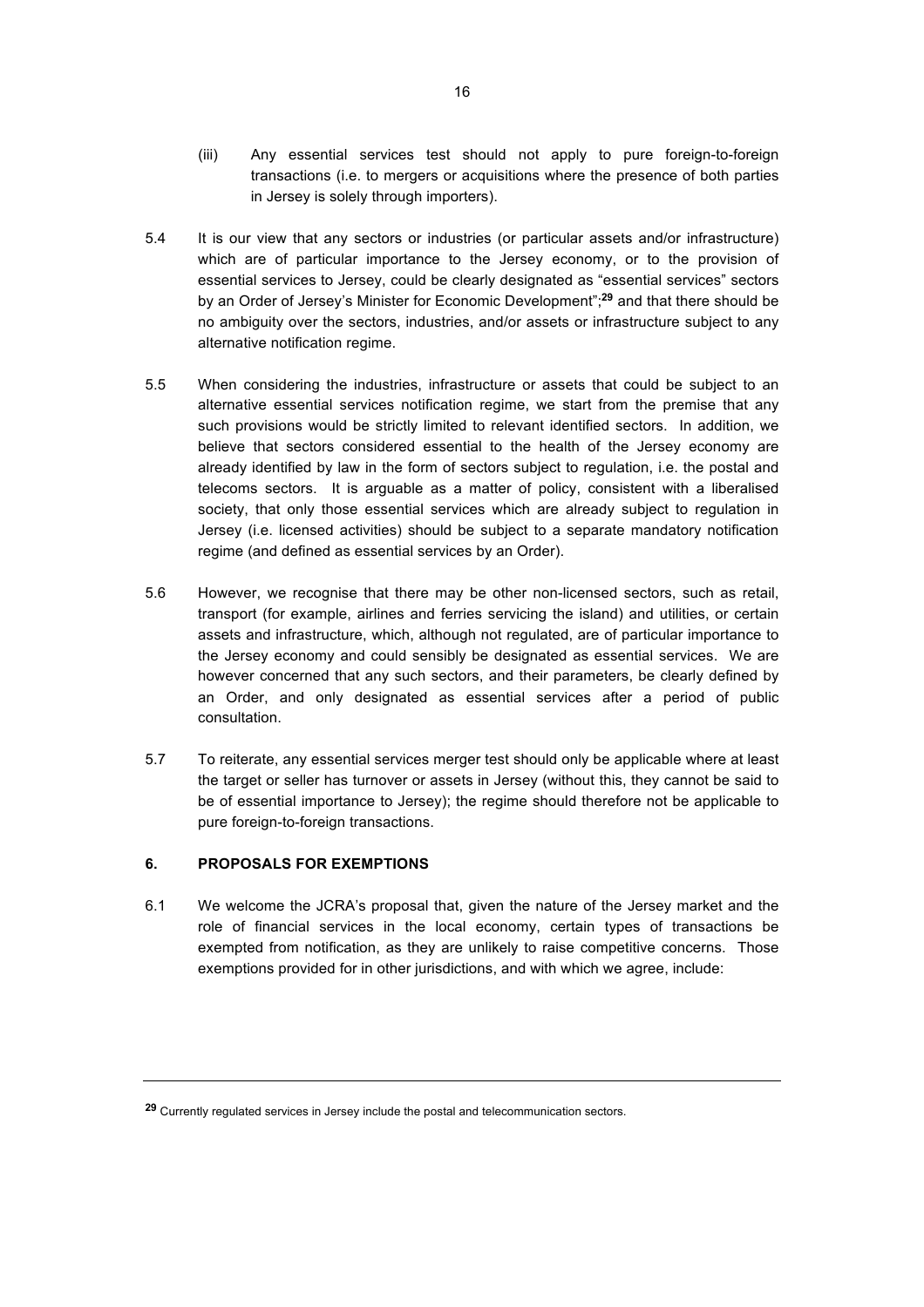(iii) Any essential services test should not apply to pure foreign-to-foreign transactions (i.e. to mergers or acquisitions where the presence of both parties in Jersey is solely through importers).

5.4 It is our view that any sectors or industries (or particular assets and/or infrastructure) which are of particular importance to the Jersey economy, or to the provision of essential services to Jersey, could be clearly designated as "essential services" sectors by an Order of Jersey's Minister for Economic Development";[29] and that there should be no ambiguity over the sectors, industries, and/or assets or infrastructure subject to any alternative notification regime.

5.5 When considering the industries, infrastructure or assets that could be subject to an alternative essential services notification regime, we start from the premise that any such provisions would be strictly limited to relevant identified sectors. In addition, we believe that sectors considered essential to the health of the Jersey economy are already identified by law in the form of sectors subject to regulation, i.e. the postal and telecoms sectors. It is arguable as a matter of policy, consistent with a liberalised society, that only those essential services which are already subject to regulation in Jersey (i.e. licensed activities) should be subject to a separate mandatory notification regime (and defined as essential services by an Order).

5.6 However, we recognise that there may be other non-licensed sectors, such as retail, transport (for example, airlines and ferries servicing the island) and utilities, or certain assets and infrastructure, which, although not regulated, are of particular importance to the Jersey economy and could sensibly be designated as essential services. We are however concerned that any such sectors, and their parameters, be clearly defined by an Order, and only designated as essential services after a period of public consultation.

5.7 To reiterate, any essential services merger test should only be applicable where at least the target or seller has turnover or assets in Jersey (without this, they cannot be said to be of essential importance to Jersey); the regime should therefore not be applicable to pure foreign-to-foreign transactions.

## 6. PROPOSALS FOR EXEMPTIONS

6.1 We welcome the JCRA's proposal that, given the nature of the Jersey market and the role of financial services in the local economy, certain types of transactions be exempted from notification, as they are unlikely to raise competitive concerns. Those exemptions provided for in other jurisdictions, and with which we agree, include:

---

[29] Currently regulated services in Jersey include the postal and telecommunication sectors.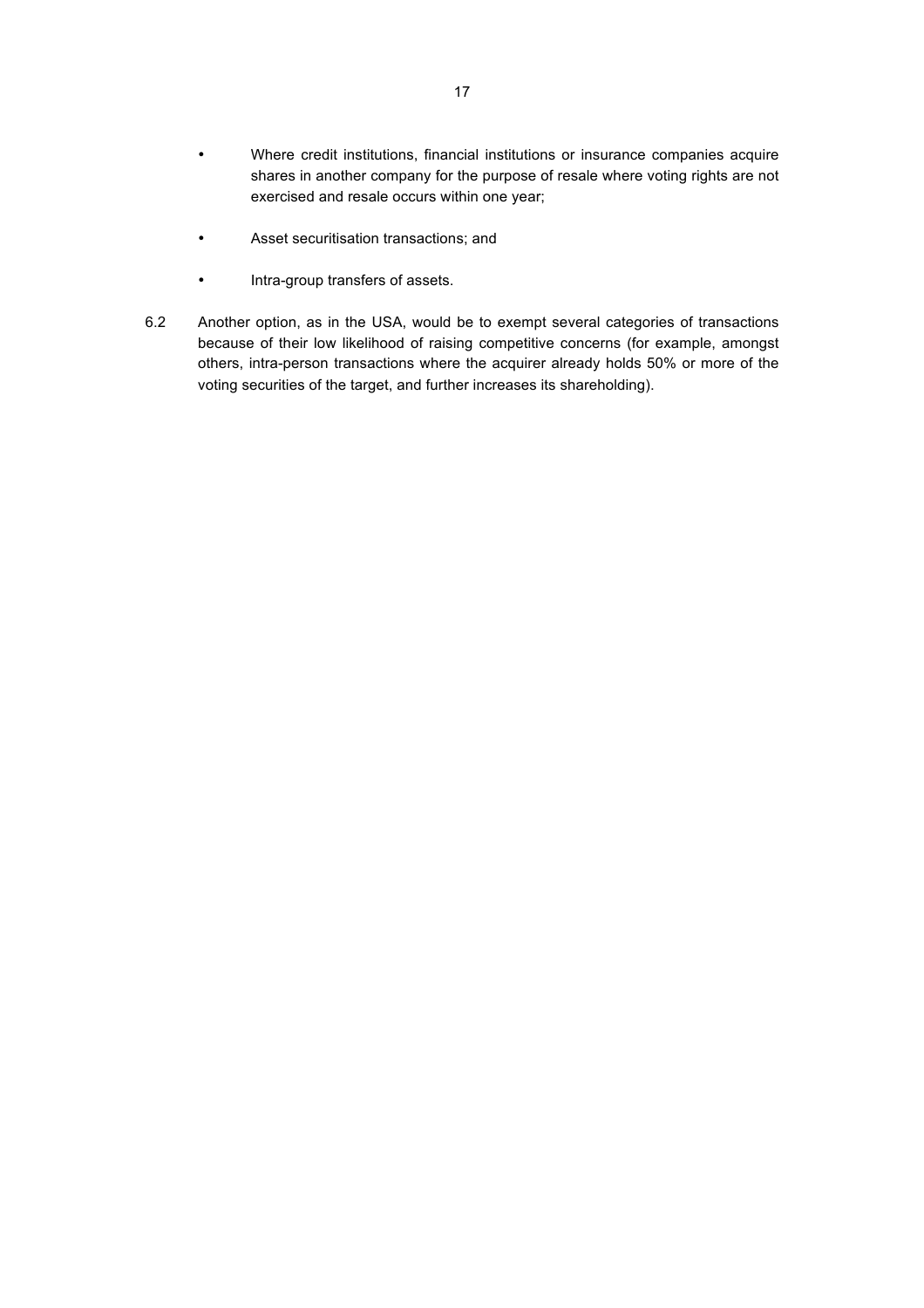- Where credit institutions, financial institutions or insurance companies acquire shares in another company for the purpose of resale where voting rights are not exercised and resale occurs within one year;

- Asset securitisation transactions; and

- Intra-group transfers of assets.

6.2 Another option, as in the USA, would be to exempt several categories of transactions because of their low likelihood of raising competitive concerns (for example, amongst others, intra-person transactions where the acquirer already holds 50% or more of the voting securities of the target, and further increases its shareholding).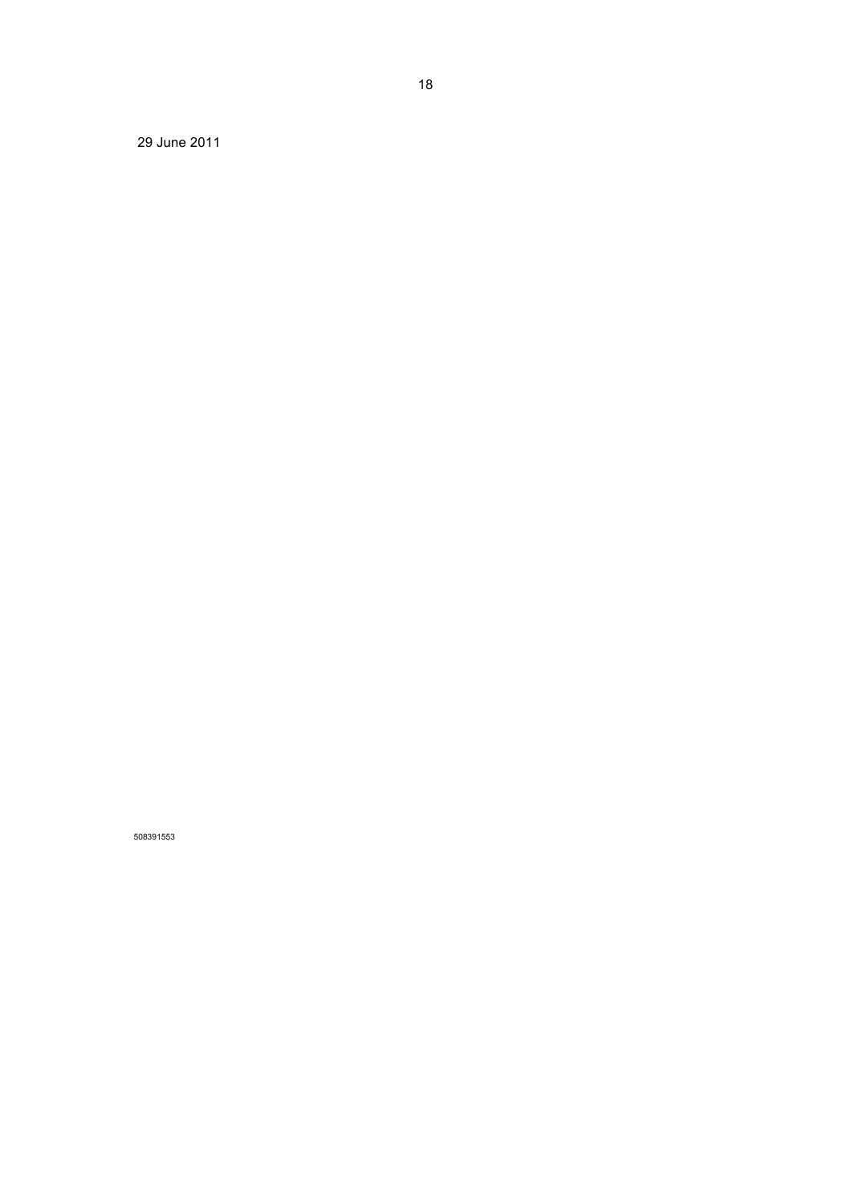29 June 2011

508391553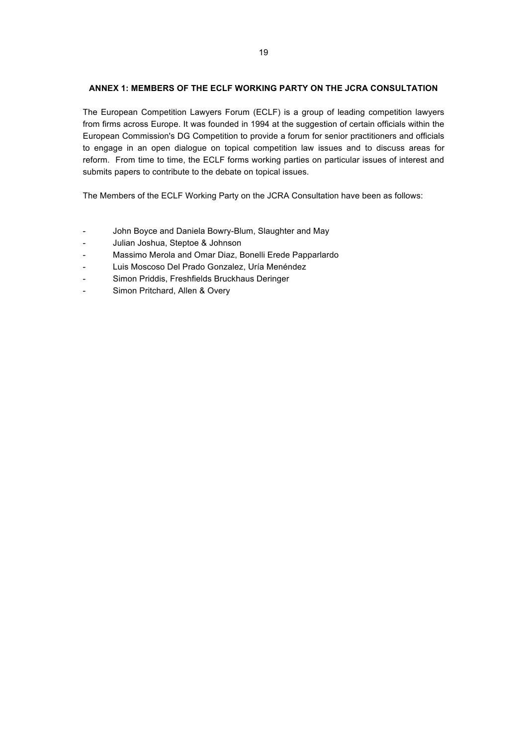## ANNEX 1: MEMBERS OF THE ECLF WORKING PARTY ON THE JCRA CONSULTATION

The European Competition Lawyers Forum (ECLF) is a group of leading competition lawyers from firms across Europe. It was founded in 1994 at the suggestion of certain officials within the European Commission's DG Competition to provide a forum for senior practitioners and officials to engage in an open dialogue on topical competition law issues and to discuss areas for reform. From time to time, the ECLF forms working parties on particular issues of interest and submits papers to contribute to the debate on topical issues.

The Members of the ECLF Working Party on the JCRA Consultation have been as follows:

- John Boyce and Daniela Bowry-Blum, Slaughter and May
- Julian Joshua, Steptoe & Johnson
- Massimo Merola and Omar Diaz, Bonelli Erede Papparlardo
- Luis Moscoso Del Prado Gonzalez, Uría Menéndez
- Simon Priddis, Freshfields Bruckhaus Deringer
- Simon Pritchard, Allen & Overy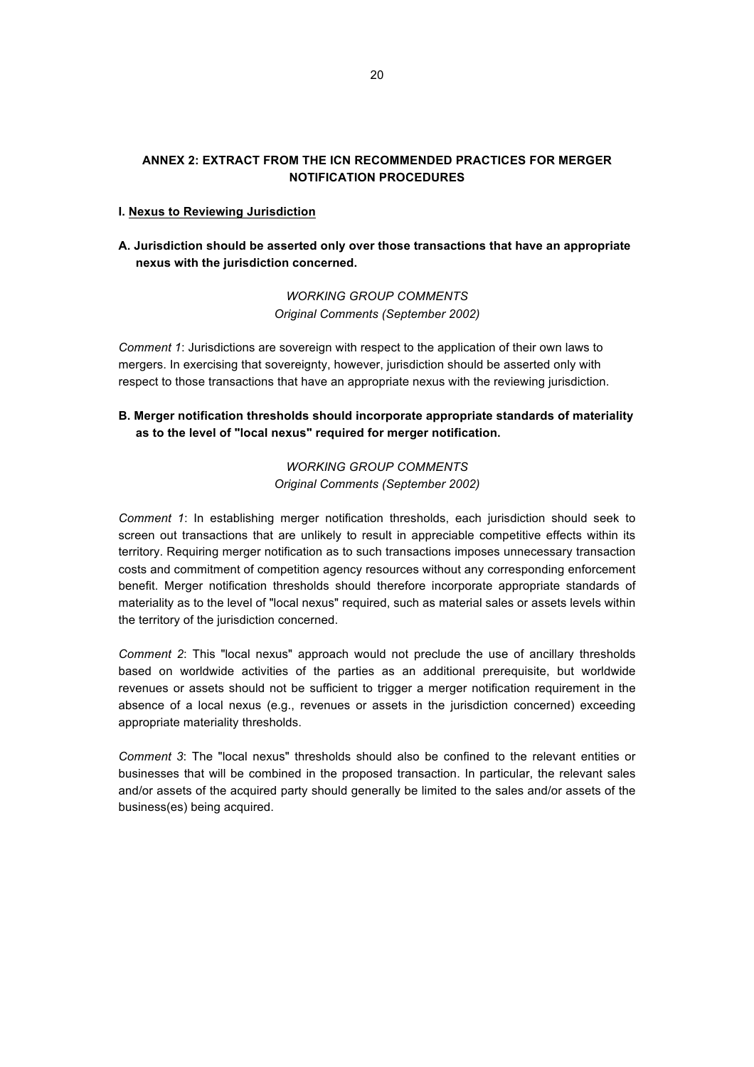## ANNEX 2: EXTRACT FROM THE ICN RECOMMENDED PRACTICES FOR MERGER NOTIFICATION PROCEDURES

### I. Nexus to Reviewing Jurisdiction

**A. Jurisdiction should be asserted only over those transactions that have an appropriate nexus with the jurisdiction concerned.**

*WORKING GROUP COMMENTS*
*Original Comments (September 2002)*

*Comment 1*: Jurisdictions are sovereign with respect to the application of their own laws to mergers. In exercising that sovereignty, however, jurisdiction should be asserted only with respect to those transactions that have an appropriate nexus with the reviewing jurisdiction.

**B. Merger notification thresholds should incorporate appropriate standards of materiality as to the level of "local nexus" required for merger notification.**

*WORKING GROUP COMMENTS*
*Original Comments (September 2002)*

*Comment 1*: In establishing merger notification thresholds, each jurisdiction should seek to screen out transactions that are unlikely to result in appreciable competitive effects within its territory. Requiring merger notification as to such transactions imposes unnecessary transaction costs and commitment of competition agency resources without any corresponding enforcement benefit. Merger notification thresholds should therefore incorporate appropriate standards of materiality as to the level of "local nexus" required, such as material sales or assets levels within the territory of the jurisdiction concerned.

*Comment 2*: This "local nexus" approach would not preclude the use of ancillary thresholds based on worldwide activities of the parties as an additional prerequisite, but worldwide revenues or assets should not be sufficient to trigger a merger notification requirement in the absence of a local nexus (e.g., revenues or assets in the jurisdiction concerned) exceeding appropriate materiality thresholds.

*Comment 3*: The "local nexus" thresholds should also be confined to the relevant entities or businesses that will be combined in the proposed transaction. In particular, the relevant sales and/or assets of the acquired party should generally be limited to the sales and/or assets of the business(es) being acquired.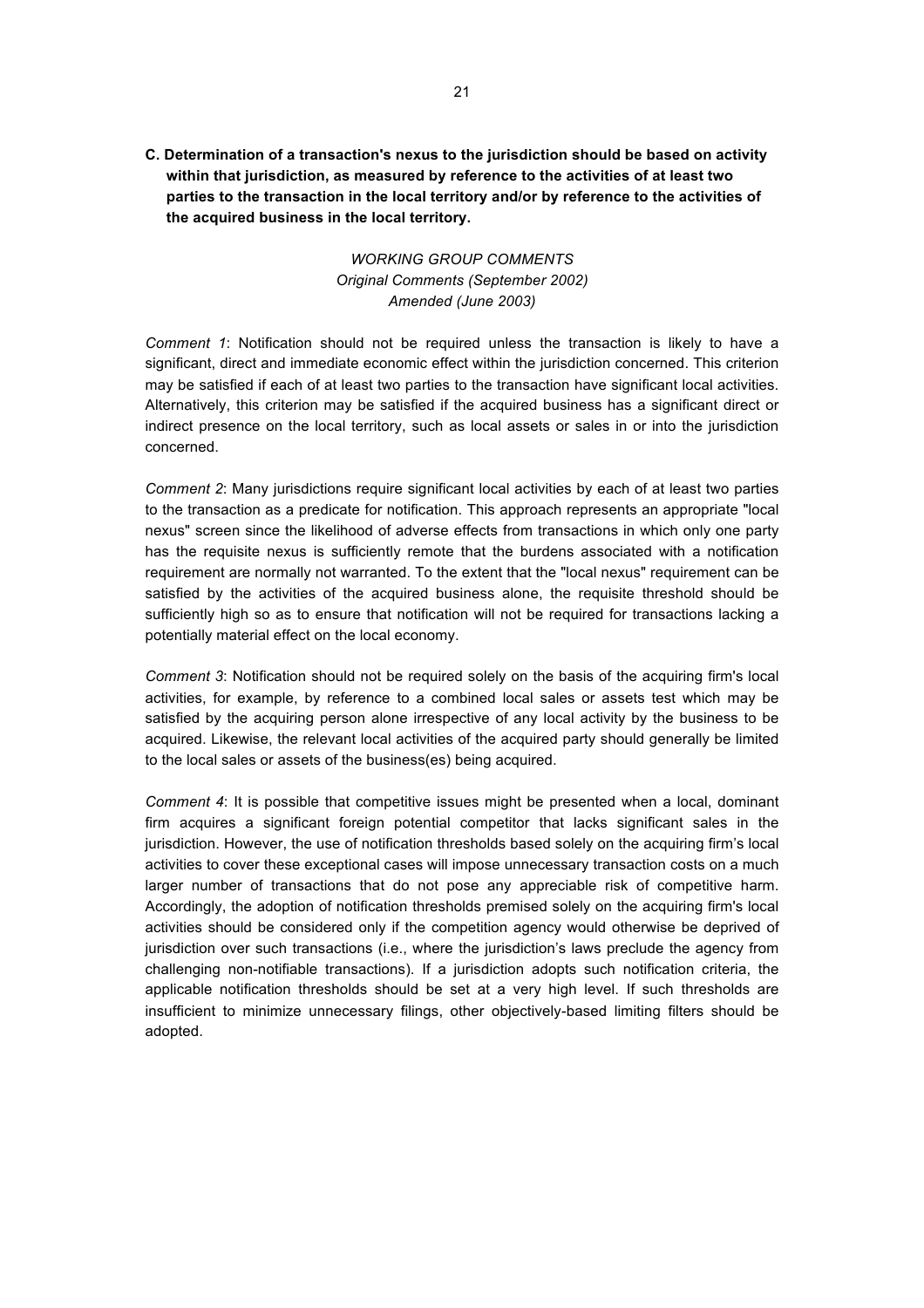**C. Determination of a transaction's nexus to the jurisdiction should be based on activity within that jurisdiction, as measured by reference to the activities of at least two parties to the transaction in the local territory and/or by reference to the activities of the acquired business in the local territory.**

*WORKING GROUP COMMENTS*
*Original Comments (September 2002)*
*Amended (June 2003)*

*Comment 1*: Notification should not be required unless the transaction is likely to have a significant, direct and immediate economic effect within the jurisdiction concerned. This criterion may be satisfied if each of at least two parties to the transaction have significant local activities. Alternatively, this criterion may be satisfied if the acquired business has a significant direct or indirect presence on the local territory, such as local assets or sales in or into the jurisdiction concerned.

*Comment 2*: Many jurisdictions require significant local activities by each of at least two parties to the transaction as a predicate for notification. This approach represents an appropriate "local nexus" screen since the likelihood of adverse effects from transactions in which only one party has the requisite nexus is sufficiently remote that the burdens associated with a notification requirement are normally not warranted. To the extent that the "local nexus" requirement can be satisfied by the activities of the acquired business alone, the requisite threshold should be sufficiently high so as to ensure that notification will not be required for transactions lacking a potentially material effect on the local economy.

*Comment 3*: Notification should not be required solely on the basis of the acquiring firm's local activities, for example, by reference to a combined local sales or assets test which may be satisfied by the acquiring person alone irrespective of any local activity by the business to be acquired. Likewise, the relevant local activities of the acquired party should generally be limited to the local sales or assets of the business(es) being acquired.

*Comment 4*: It is possible that competitive issues might be presented when a local, dominant firm acquires a significant foreign potential competitor that lacks significant sales in the jurisdiction. However, the use of notification thresholds based solely on the acquiring firm's local activities to cover these exceptional cases will impose unnecessary transaction costs on a much larger number of transactions that do not pose any appreciable risk of competitive harm. Accordingly, the adoption of notification thresholds premised solely on the acquiring firm's local activities should be considered only if the competition agency would otherwise be deprived of jurisdiction over such transactions (i.e., where the jurisdiction's laws preclude the agency from challenging non-notifiable transactions). If a jurisdiction adopts such notification criteria, the applicable notification thresholds should be set at a very high level. If such thresholds are insufficient to minimize unnecessary filings, other objectively-based limiting filters should be adopted.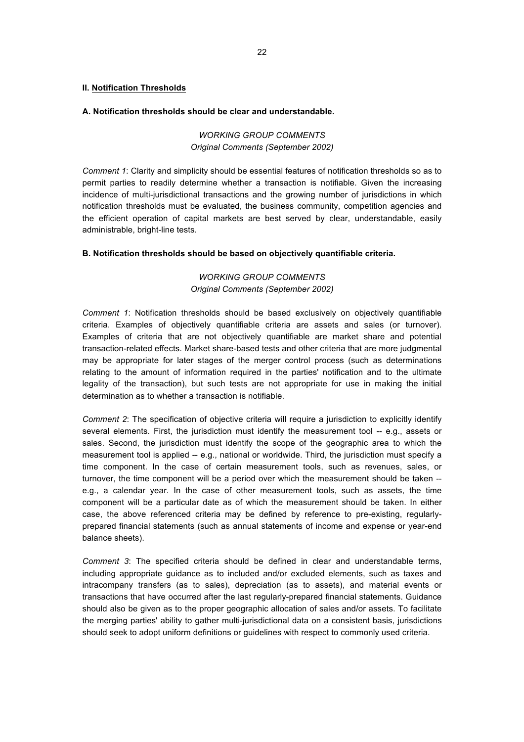## II. Notification Thresholds

### A. Notification thresholds should be clear and understandable.

*WORKING GROUP COMMENTS*
*Original Comments (September 2002)*

*Comment 1*: Clarity and simplicity should be essential features of notification thresholds so as to permit parties to readily determine whether a transaction is notifiable. Given the increasing incidence of multi-jurisdictional transactions and the growing number of jurisdictions in which notification thresholds must be evaluated, the business community, competition agencies and the efficient operation of capital markets are best served by clear, understandable, easily administrable, bright-line tests.

### B. Notification thresholds should be based on objectively quantifiable criteria.

*WORKING GROUP COMMENTS*
*Original Comments (September 2002)*

*Comment 1*: Notification thresholds should be based exclusively on objectively quantifiable criteria. Examples of objectively quantifiable criteria are assets and sales (or turnover). Examples of criteria that are not objectively quantifiable are market share and potential transaction-related effects. Market share-based tests and other criteria that are more judgmental may be appropriate for later stages of the merger control process (such as determinations relating to the amount of information required in the parties' notification and to the ultimate legality of the transaction), but such tests are not appropriate for use in making the initial determination as to whether a transaction is notifiable.

*Comment 2*: The specification of objective criteria will require a jurisdiction to explicitly identify several elements. First, the jurisdiction must identify the measurement tool -- e.g., assets or sales. Second, the jurisdiction must identify the scope of the geographic area to which the measurement tool is applied -- e.g., national or worldwide. Third, the jurisdiction must specify a time component. In the case of certain measurement tools, such as revenues, sales, or turnover, the time component will be a period over which the measurement should be taken -- e.g., a calendar year. In the case of other measurement tools, such as assets, the time component will be a particular date as of which the measurement should be taken. In either case, the above referenced criteria may be defined by reference to pre-existing, regularly-prepared financial statements (such as annual statements of income and expense or year-end balance sheets).

*Comment 3*: The specified criteria should be defined in clear and understandable terms, including appropriate guidance as to included and/or excluded elements, such as taxes and intracompany transfers (as to sales), depreciation (as to assets), and material events or transactions that have occurred after the last regularly-prepared financial statements. Guidance should also be given as to the proper geographic allocation of sales and/or assets. To facilitate the merging parties' ability to gather multi-jurisdictional data on a consistent basis, jurisdictions should seek to adopt uniform definitions or guidelines with respect to commonly used criteria.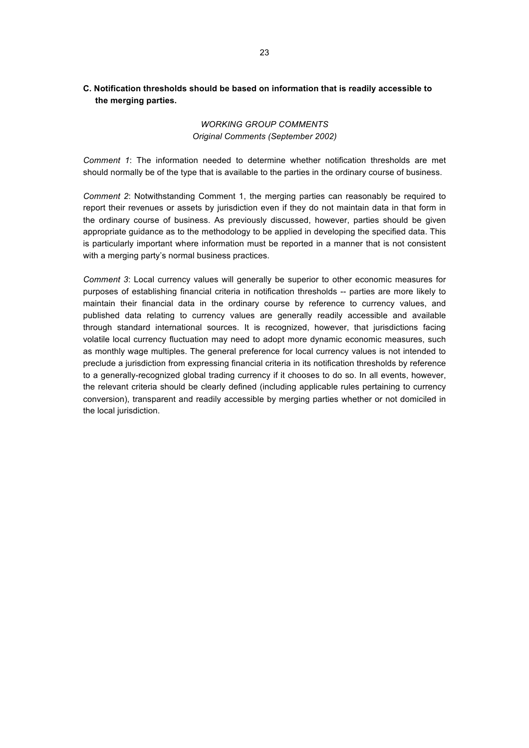### C. Notification thresholds should be based on information that is readily accessible to the merging parties.

*WORKING GROUP COMMENTS*
*Original Comments (September 2002)*

*Comment 1*: The information needed to determine whether notification thresholds are met should normally be of the type that is available to the parties in the ordinary course of business.

*Comment 2*: Notwithstanding Comment 1, the merging parties can reasonably be required to report their revenues or assets by jurisdiction even if they do not maintain data in that form in the ordinary course of business. As previously discussed, however, parties should be given appropriate guidance as to the methodology to be applied in developing the specified data. This is particularly important where information must be reported in a manner that is not consistent with a merging party's normal business practices.

*Comment 3*: Local currency values will generally be superior to other economic measures for purposes of establishing financial criteria in notification thresholds -- parties are more likely to maintain their financial data in the ordinary course by reference to currency values, and published data relating to currency values are generally readily accessible and available through standard international sources. It is recognized, however, that jurisdictions facing volatile local currency fluctuation may need to adopt more dynamic economic measures, such as monthly wage multiples. The general preference for local currency values is not intended to preclude a jurisdiction from expressing financial criteria in its notification thresholds by reference to a generally-recognized global trading currency if it chooses to do so. In all events, however, the relevant criteria should be clearly defined (including applicable rules pertaining to currency conversion), transparent and readily accessible by merging parties whether or not domiciled in the local jurisdiction.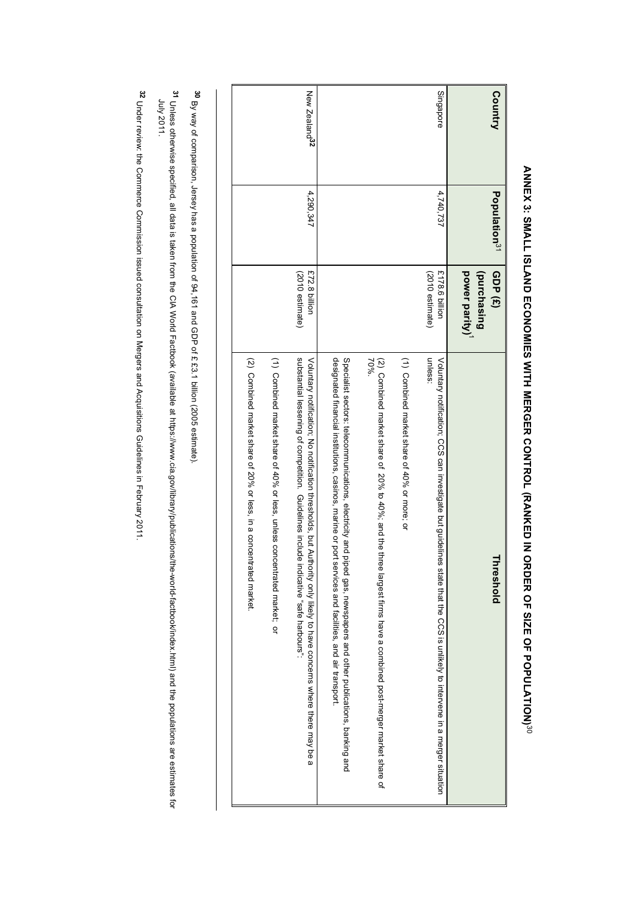# ANNEX 3: SMALL ISLAND ECONOMIES WITH MERGER CONTROL (RANKED IN ORDER OF SIZE OF POPULATION)[30]

| Country | Population[31] | GDP (£) (purchasing power parity)[1] | Threshold |
|---|---|---|---|
| Singapore | 4,740,737 | £178.6 billion (2010 estimate) | Voluntary notification; CCS can investigate but guidelines state that the CCS is unlikely to intervene in a merger situation unless:<br><br>(1) Combined market share of 40% or more; or<br><br>(2) Combined market share of 20% to 40%; and the three largest firms have a combined post-merger market share of 70%. |
| | | | Specialist sectors: telecommunications, electricity and piped gas, newspapers and other publications, banking and designated financial institutions, casinos, marine or port services and facilities, and air transport. |
| New Zealand[32] | 4,290,347 | £72.8 billion (2010 estimate) | Voluntary notification; No notification thresholds, but Authority only likely to have concerns where there may be a substantial lessening of competition. Guidelines include indicative "safe harbours":<br><br>(1) Combined market share of 40% or less, unless concentrated market; or<br><br>(2) Combined market share of 20% or less, in a concentrated market. |

[30] By way of comparison, Jersey has a population of 94,161 and GDP of £ £3.1 billion (2005 estimate).

[31] Unless otherwise specified, all data is taken from the CIA World Factbook (available at https://www.cia.gov/library/publications/the-world-factbook/index.html) and the populations are estimates for July 2011.

[32] Under review: the Commerce Commission issued consultation on Mergers and Acquisitions Guidelines in February 2011.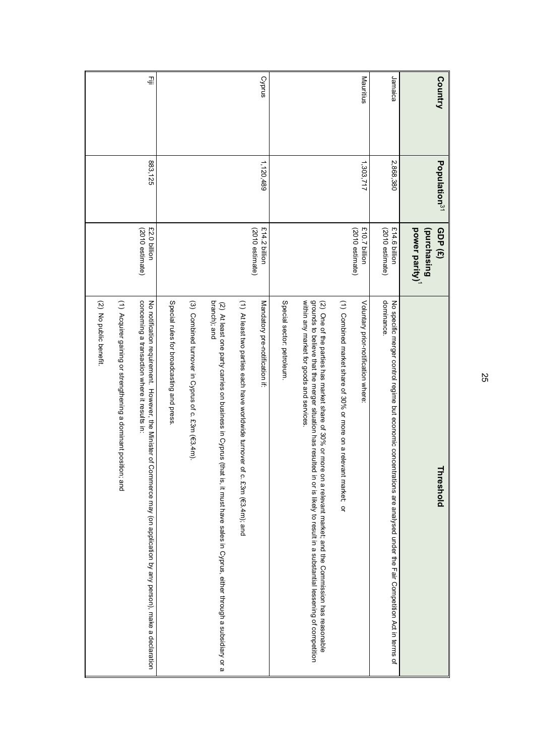| Country | Population[31] | GDP (£) (purchasing power parity)[1] | Threshold |
|---|---|---|---|
| Jamaica | 2,868,380 | £14.6 billion (2010 estimate) | No specific merger control regime but economic concentrations are analysed under the Fair Competition Act in terms of dominance. |
| Mauritius | 1,303,717 | £10.7 billion (2010 estimate) | Voluntary prior-notification where:<br><br>(1) Combined market share of 30% or more on a relevant market; or<br><br>(2) One of the parties has market share of 30% or more on a relevant market; and the Commission has reasonable grounds to believe that the merger situation has resulted in or is likely to result in a substantial lessening of competition within any market for goods and services.<br><br>Special sector: petroleum. |
| Cyprus | 1,120,489 | £14.2 billion (2010 estimate) | Mandatory pre-notification if:<br><br>(1) At least two parties each have worldwide turnover of c. £3m (€3.4m); and<br><br>(2) At least one party carries on business in Cyprus (that is, it must have sales in Cyprus, either through a subsidiary or a branch); and<br><br>(3) Combined turnover in Cyprus of c. £3m (€3.4m).<br><br>Special rules for broadcasting and press. |
| Fiji | 883,125 | £2.0 billion (2010 estimate) | No notification requirement. However, the Minister of Commerce may (on application by any person), make a declaration concerning a transaction where it results in:<br><br>(1) Acquirer gaining or strengthening a dominant position; and<br><br>(2) No public benefit. |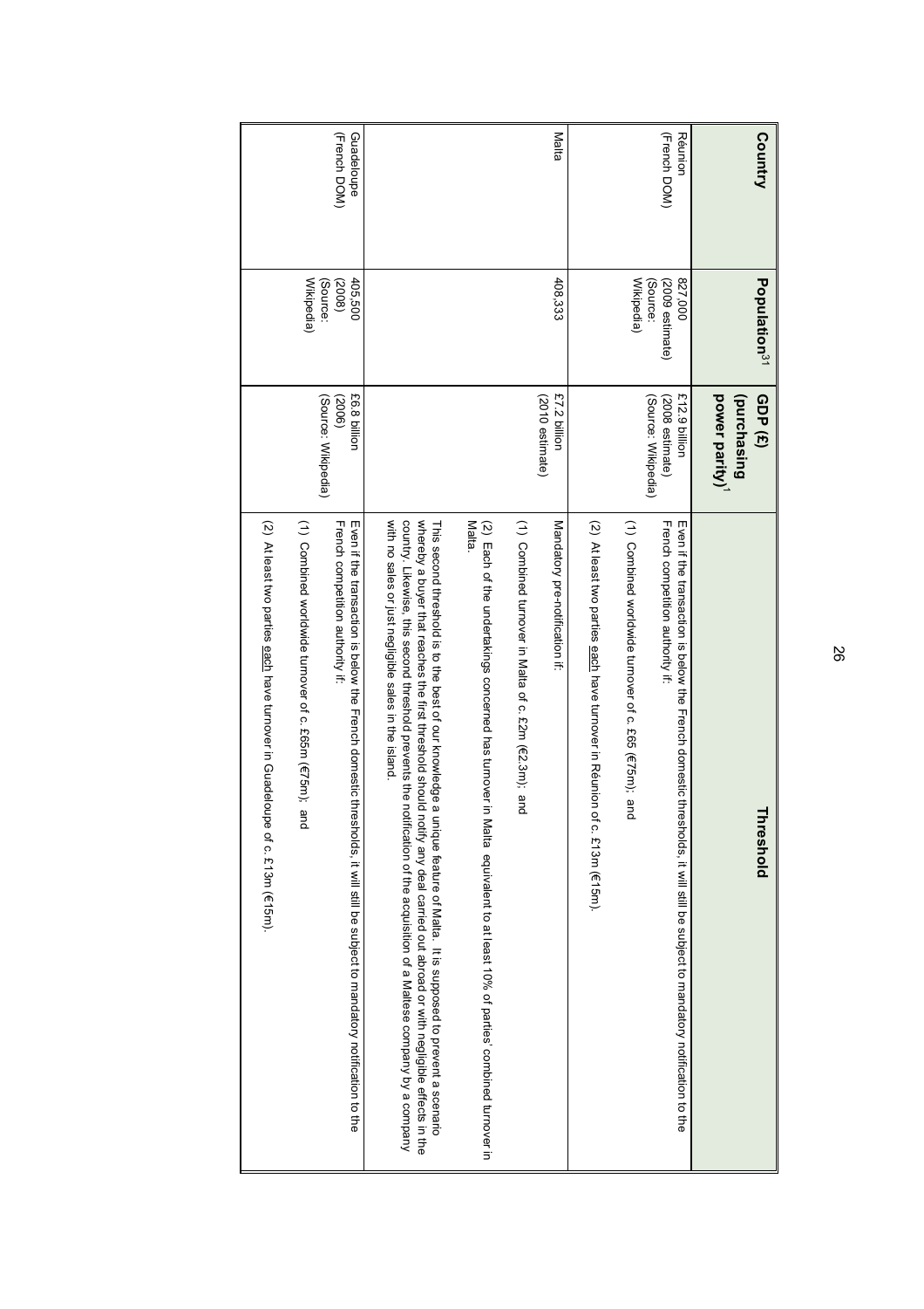| Country | Population[31] | GDP (£) (purchasing power parity)[1] | Threshold |
|---|---|---|---|
| Réunion (French DOM) | 827,000 (2009 estimate) (Source: Wikipedia) | £12.9 billion (2008 estimate) (Source: Wikipedia) | Even if the transaction is below the French domestic thresholds, it will still be subject to mandatory notification to the French competition authority if: (1) Combined worldwide turnover of c. £65 (€75m); and (2) At least two parties each have turnover in Réunion of c. £13m (€15m). |
| Malta | 408,333 | £7.2 billion (2010 estimate) | Mandatory pre-notification if: (1) Combined turnover in Malta of c. £2m (€2.3m); and (2) Each of the undertakings concerned has turnover in Malta equivalent to at least 10% of parties' combined turnover in Malta. This second threshold is to the best of our knowledge a unique feature of Malta. It is supposed to prevent a scenario whereby a buyer that reaches the first threshold should notify any deal carried out abroad or with negligible effects in the country. Likewise, this second threshold prevents the notification of the acquisition of a Maltese company by a company with no sales or just negligible sales in the island. |
| Guadeloupe (French DOM) | 405,500 (2008) (Source: Wikipedia) | £6.8 billion (2006) (Source: Wikipedia) | Even if the transaction is below the French domestic thresholds, it will still be subject to mandatory notification to the French competition authority if: (1) Combined worldwide turnover of c. £65m (€75m); and (2) At least two parties each have turnover in Guadeloupe of c. £13m (€15m). |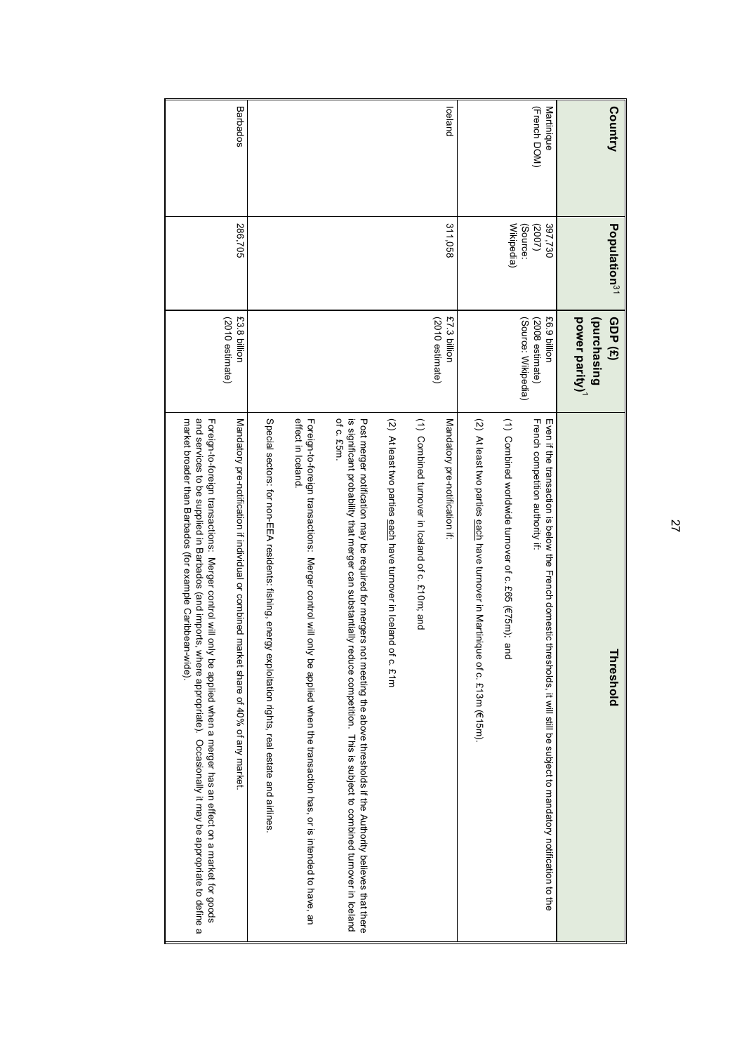| Country | Population[31] | GDP (£) (purchasing power parity)[1] | Threshold |
|---|---|---|---|
| Martinique (French DOM) | 397,730 (2007) (Source: Wikipedia) | £6.9 billion (2008 estimate) (Source: Wikipedia) | Even if the transaction is below the French domestic thresholds, it will still be subject to mandatory notification to the French competition authority if:<br><br>(1) Combined worldwide turnover of c. £65 (€75m); and<br><br>(2) At least two parties each have turnover in Martinique of c. £13m (€15m). |
| Iceland | 311,058 | £7.3 billion (2010 estimate) | Mandatory pre-notification if:<br><br>(1) Combined turnover in Iceland of c. £10m; and<br><br>(2) At least two parties each have turnover in Iceland of c. £1m<br><br>Post merger notification may be required for mergers not meeting the above thresholds if the Authority believes that there is significant probability that merger can substantially reduce competition. This is subject to combined turnover in Iceland of c. £5m. |
| | | | Foreign-to-foreign transactions: Merger control will only be applied when the transaction has, or is intended to have, an effect in Iceland. |
| | | | Special sectors: for non-EEA residents: fishing, energy exploitation rights, real estate and airlines. |
| Barbados | 286,705 | £3.8 billion (2010 estimate) | Mandatory pre-notification if individual or combined market share of 40% of any market. |
| | | | Foreign-to-foreign transactions: Merger control will only be applied when a merger has an effect on a market for goods and services to be supplied in Barbados (and imports, where appropriate). Occasionally it may be appropriate to define a market broader than Barbados (for example Caribbean-wide). |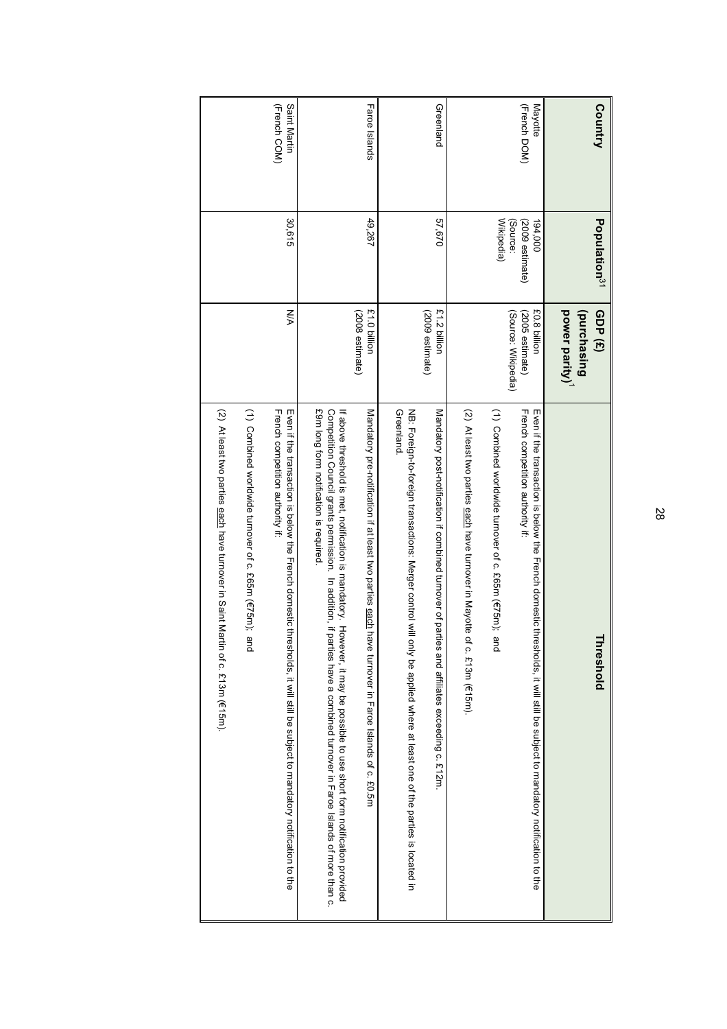| Country | Population[31] | GDP (£) (purchasing power parity)[1] | Threshold |
|---|---|---|---|
| Mayotte (French DOM) | 194,000 (2009 estimate) (Source: Wikipedia) | £0.8 billion (2005 estimate) (Source: Wikipedia) | Even if the transaction is below the French domestic thresholds, it will still be subject to mandatory notification to the French competition authority if: (1) Combined worldwide turnover of c. £65m (€75m); and (2) At least two parties each have turnover in Mayotte of c. £13m (€15m). |
| Greenland | 57,670 | £1.2 billion (2009 estimate) | Mandatory post-notification if combined turnover of parties and affiliates exceeding c. £12m. NB: Foreign-to-foreign transactions: Merger control will only be applied where at least one of the parties is located in Greenland. |
| Faroe Islands | 49,267 | £1.0 billion (2008 estimate) | Mandatory pre-notification if at least two parties each have turnover in Faroe Islands of c. £0.5m. If above threshold is met, notification is mandatory. However, it may be possible to use short form notification provided Competition Council grants permission. In addition, if parties have a combined turnover in Faroe Islands of more than c. £9m long form notification is required. |
| Saint Martin (French COM) | 30,615 | N/A | Even if the transaction is below the French domestic thresholds, it will still be subject to mandatory notification to the French competition authority if: (1) Combined worldwide turnover of c. £65m (€75m); and (2) At least two parties each have turnover in Saint Martin of c. £13m (€15m). |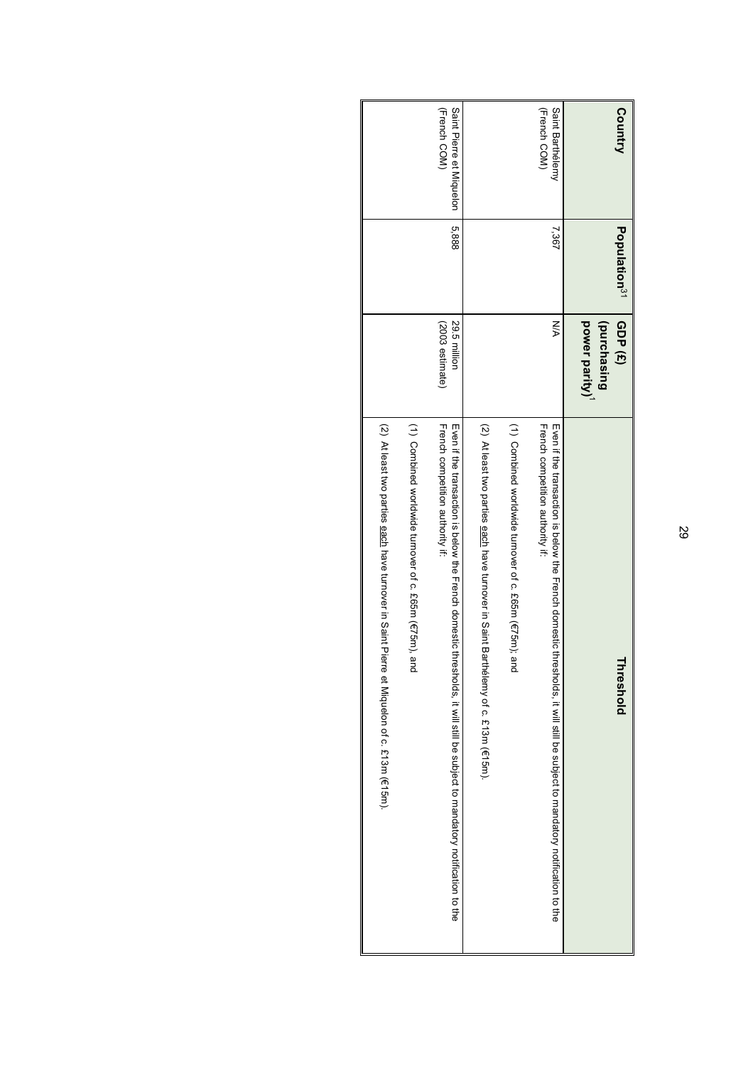| Country | Population[31] | GDP (£) (purchasing power parity)[1] | Threshold |
|---|---|---|---|
| Saint Barthélemy (French COM) | 7,367 | N/A | Even if the transaction is below the French domestic thresholds, it will still be subject to mandatory notification to the French competition authority if:<br><br>(1) Combined worldwide turnover of c. £65m (€75m); and<br><br>(2) At least two parties each have turnover in Saint Barthélemy of c. £13m (€15m). |
| Saint Pierre et Miquelon (French COM) | 5,888 | 29.5 million (2003 estimate) | Even if the transaction is below the French domestic thresholds, it will still be subject to mandatory notification to the French competition authority if:<br><br>(1) Combined worldwide turnover of c. £65m (€75m), and<br><br>(2) At least two parties each have turnover in Saint Pierre et Miquelon of c. £13m (€15m). |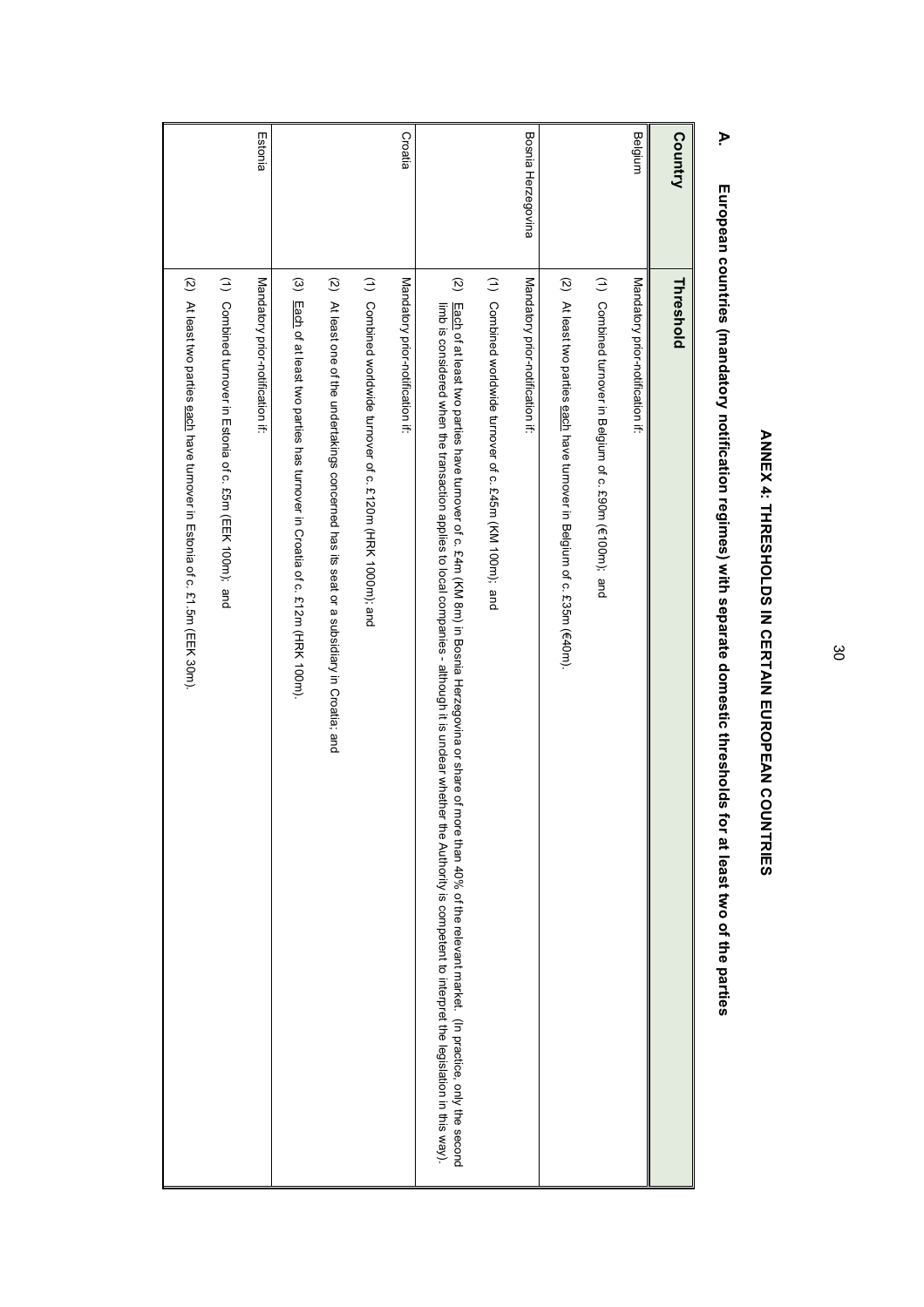# ANNEX 4: THRESHOLDS IN CERTAIN EUROPEAN COUNTRIES

## A. European countries (mandatory notification regimes) with separate domestic thresholds for at least two of the parties

| Country | Threshold |
|---|---|
| Belgium | Mandatory prior-notification if:<br>(1) Combined turnover in Belgium of c. £90m (€100m); and<br>(2) At least two parties each have turnover in Belgium of c. £35m (€40m). |
| Bosnia Herzegovina | Mandatory prior-notification if:<br>(1) Combined worldwide turnover of c. £45m (KM 100m); and<br>(2) Each of at least two parties have turnover of c. £4m (KM 8m) in Bosnia Herzegovina or share of more than 40% of the relevant market. (In practice, only the second limb is considered when the transaction applies to local companies - although it is unclear whether the Authority is competent to interpret the legislation in this way). |
| Croatia | Mandatory prior-notification if:<br>(1) Combined worldwide turnover of c. £120m (HRK 1000m); and<br>(2) At least one of the undertakings concerned has its seat or a subsidiary in Croatia; and<br>(3) Each of at least two parties has turnover in Croatia of c. £12m (HRK 100m). |
| Estonia | Mandatory prior-notification if:<br>(1) Combined turnover in Estonia of c. £5m (EEK 100m); and<br>(2) At least two parties each have turnover in Estonia of c. £1.5m (EEK 30m). |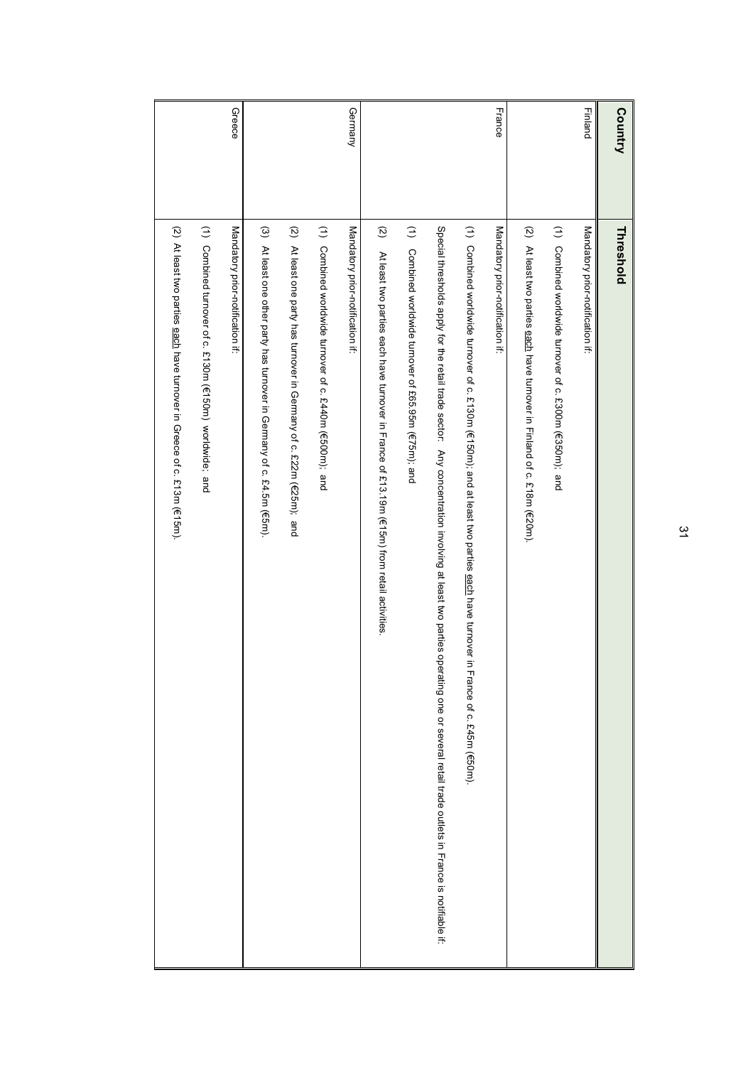| Country | Threshold |
|---|---|
| Finland | Mandatory prior-notification if:<br>(1) Combined worldwide turnover of c. £300m (€350m); and<br>(2) At least two parties each have turnover in Finland of c. £18m (€20m). |
| France | Mandatory prior-notification if:<br>(1) Combined worldwide turnover of c. £130m (€150m); and at least two parties each have turnover in France of c. £45m (€50m).<br>Special thresholds apply for the retail trade sector. Any concentration involving at least two parties operating one or several retail trade outlets in France is notifiable if:<br>(1) Combined worldwide turnover of £65.95m (€75m); and<br>(2) At least two parties each have turnover in France of £13.19m (€15m) from retail activities. |
| Germany | Mandatory prior-notification if:<br>(1) Combined worldwide turnover of c. £440m (€500m); and<br>(2) At least one party has turnover in Germany of c. £22m (€25m); and<br>(3) At least one other party has turnover in Germany of c. £4.5m (€5m). |
| Greece | Mandatory prior-notification if:<br>(1) Combined turnover of c. £130m (€150m) worldwide; and<br>(2) At least two parties each have turnover in Greece of c. £13m (€15m). |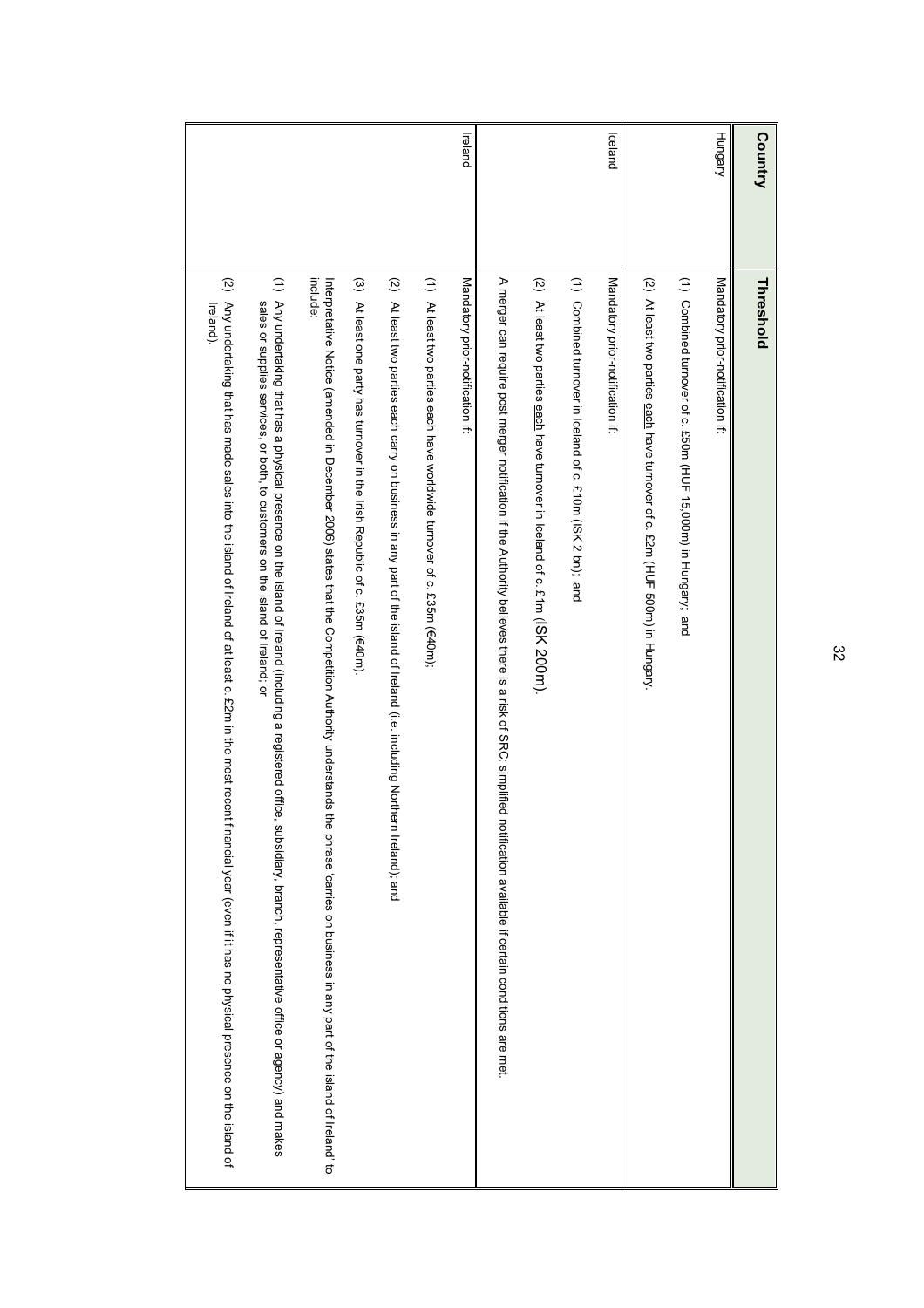| Country | Threshold |
| --- | --- |
| Hungary | Mandatory prior-notification if:<br>(1) Combined turnover of c. £50m (HUF 15,000m) in Hungary; and<br>(2) At least two parties each have turnover of c. £2m (HUF 500m) in Hungary. |
| Iceland | Mandatory prior-notification if:<br>(1) Combined turnover in Iceland of c. £10m (ISK 2 bn); and<br>(2) At least two parties each have turnover in Iceland of c. £1m (ISK 200m).<br>A merger can require post merger notification if the Authority believes there is a risk of SRC; simplified notification available if certain conditions are met. |
| Ireland | Mandatory prior-notification if:<br>(1) At least two parties each have worldwide turnover of c. £35m (€40m);<br>(2) At least two parties each carry on business in any part of the island of Ireland (i.e. including Northern Ireland); and<br>(3) At least one party has turnover in the Irish Republic of c. £35m (€40m).<br>Interpretative Notice (amended in December 2006) states that the Competition Authority understands the phrase 'carries on business in any part of the island of Ireland' to include:<br>(1) Any undertaking that has a physical presence on the island of Ireland (including a registered office, subsidiary, branch, representative office or agency) and makes sales or supplies services, or both, to customers on the island of Ireland; or<br>(2) Any undertaking that has made sales into the island of Ireland of at least c. £2m in the most recent financial year (even if it has no physical presence on the island of Ireland). |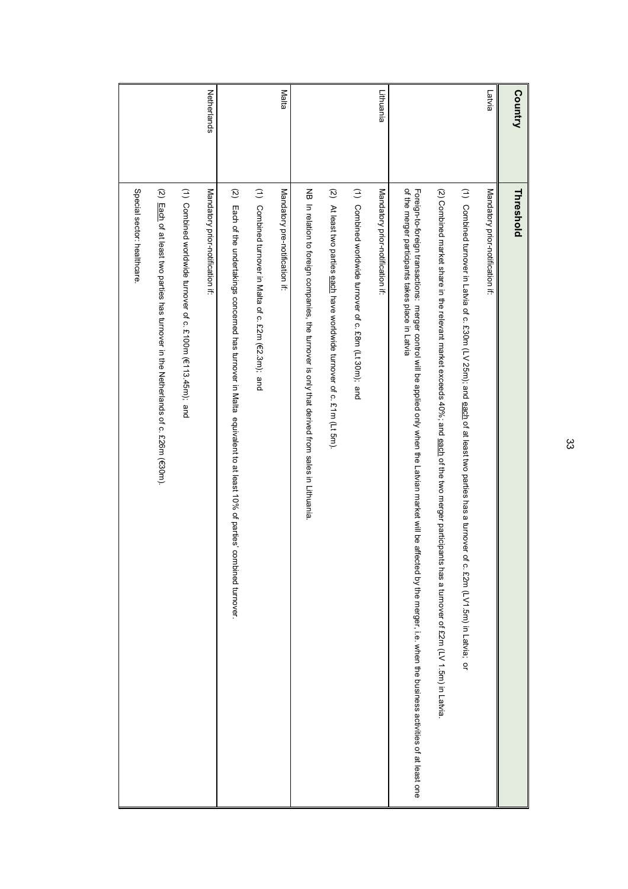| Country | Threshold |
|---|---|
| Latvia | Mandatory prior-notification if:<br><br>(1) Combined turnover in Latvia of c. £30m (LV 25m); and each of at least two parties has a turnover of c. £2m (LV1.5m) in Latvia; or<br><br>(2) Combined market share in the relevant market exceeds 40%; and each of the two merger participants has a turnover of £2m (LV 1.5m) in Latvia.<br><br>Foreign-to-foreign transactions: merger control will be applied only when the Latvian market will be affected by the merger, i.e. when the business activities of at least one of the merger participants takes place in Latvia |
| Lithuania | Mandatory prior-notification if:<br><br>(1) Combined worldwide turnover of c. £8m (Lt 30m); and<br><br>(2) At least two parties each have worldwide turnover of c. £1m (Lt 5m).<br><br>NB In relation to foreign companies, the turnover is only that derived from sales in Lithuania. |
| Malta | Mandatory pre-notification if:<br><br>(1) Combined turnover in Malta of c. £2m (€2.3m); and<br><br>(2) Each of the undertakings concerned has turnover in Malta equivalent to at least 10% of parties' combined turnover. |
| Netherlands | Mandatory prior-notification if:<br><br>(1) Combined worldwide turnover of c. £100m (€113.45m); and<br><br>(2) Each of at least two parties has turnover in the Netherlands of c. £26m (€30m).<br><br>Special sector: healthcare. |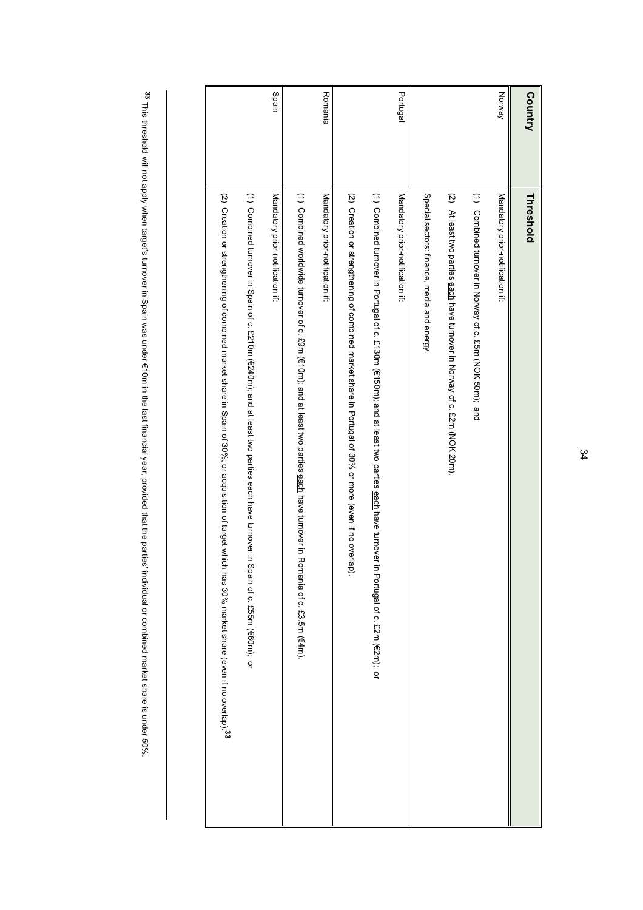| Country | Threshold |
|---|---|
| Norway | Mandatory prior-notification if:<br>(1) Combined turnover in Norway of c. £5m (NOK 50m); and<br>(2) At least two parties each have turnover in Norway of c. £2m (NOK 20m).<br>Special sectors: finance, media and energy. |
| Portugal | Mandatory prior-notification if:<br>(1) Combined turnover in Portugal of c. £130m (€150m); and at least two parties each have turnover in Portugal of c. £2m (€2m); or<br>(2) Creation or strengthening of combined market share in Portugal of 30% or more (even if no overlap). |
| Romania | Mandatory prior-notification if:<br>(1) Combined worldwide turnover of c. £9m (€10m); and at least two parties each have turnover in Romania of c. £3.5m (€4m). |
| Spain | Mandatory prior-notification if:<br>(1) Combined turnover in Spain of c. £210m (€240m); and at least two parties each have turnover in Spain of c. £55m (€60m); or<br>(2) Creation or strengthening of combined market share in Spain of 30%, or acquisition of target which has 30% market share (even if no overlap)[33] |

[33] This threshold will not apply when target's turnover in Spain was under €10m in the last financial year, provided that the parties' individual or combined market share is under 50%.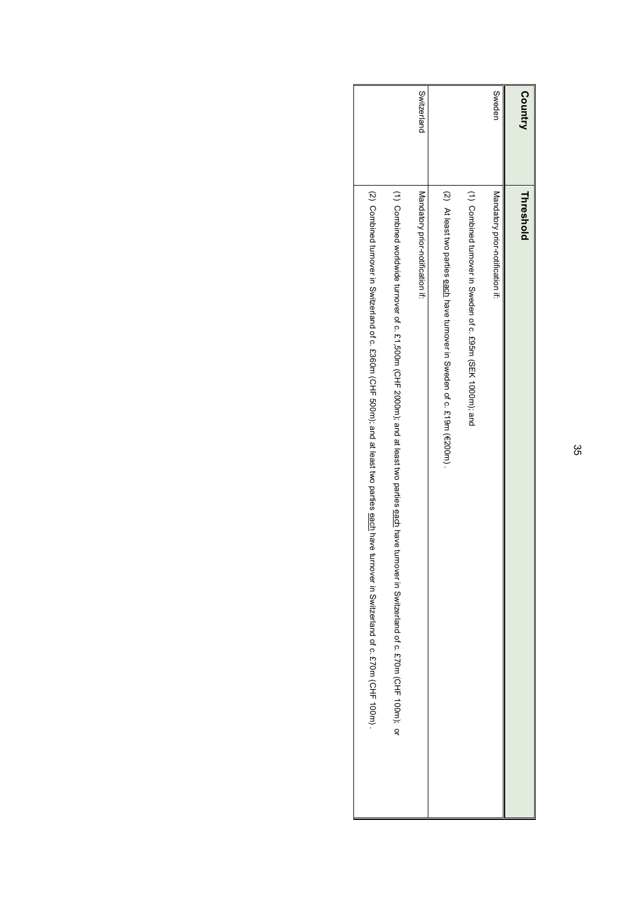| Country | Threshold |
| --- | --- |
| Sweden | Mandatory prior-notification if:<br><br>(1) Combined turnover in Sweden of c. £95m (SEK 1000m); and<br><br>(2) At least two parties each have turnover in Sweden of c. £19m (€200m). |
| Switzerland | Mandatory prior-notification if:<br><br>(1) Combined worldwide turnover of c. £1,500m (CHF 2000m); and at least two parties each have turnover in Switzerland of c. £70m (CHF 100m); or<br><br>(2) Combined turnover in Switzerland of c. £360m (CHF 500m); and at least two parties each have turnover in Switzerland of c. £70m (CHF 100m). |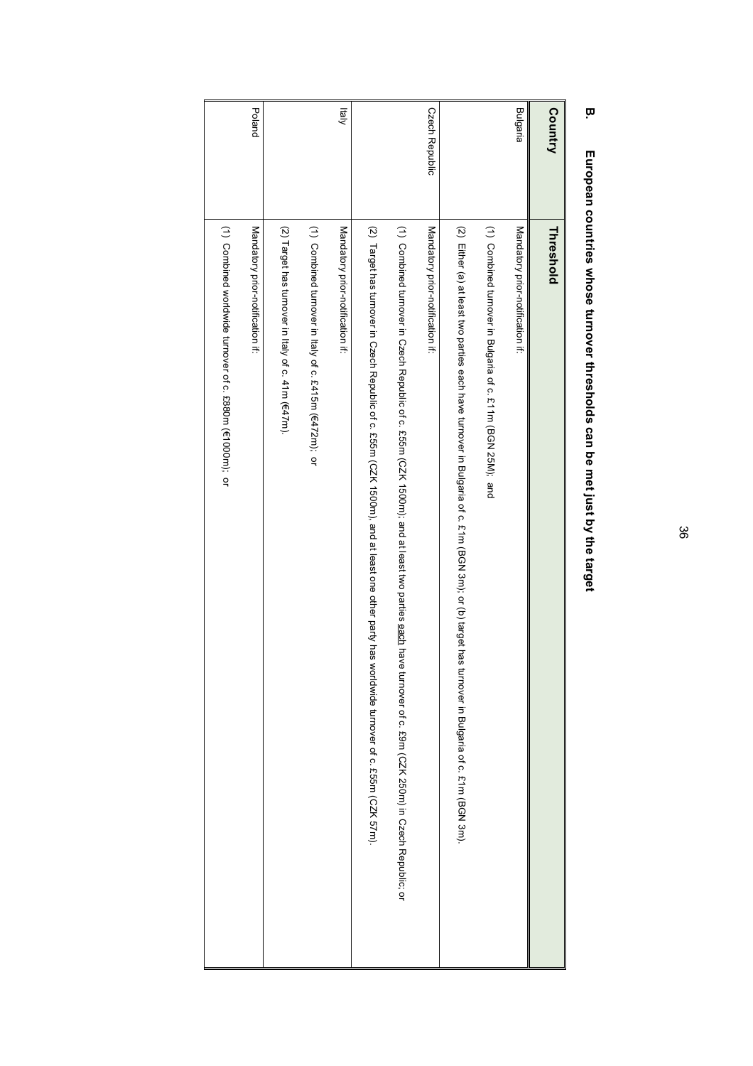## B. European countries whose turnover thresholds can be met just by the target

| Country | Threshold |
|---|---|
| Bulgaria | Mandatory prior-notification if: |
| | (1) Combined turnover in Bulgaria of c. £11m (BGN 25M); and |
| | (2) Either (a) at least two parties each have turnover in Bulgaria of c. £1m (BGN 3m); or (b) target has turnover in Bulgaria of c. £1m (BGN 3m). |
| Czech Republic | Mandatory prior-notification if: |
| | (1) Combined turnover in Czech Republic of c. £55m (CZK 1500m); and at least two parties each have turnover of c. £9m (CZK 250m) in Czech Republic; or |
| | (2) Target has turnover in Czech Republic of c. £55m (CZK 1500m), and at least one other party has worldwide turnover of c. £55m (CZK 57m). |
| Italy | Mandatory prior-notification if: |
| | (1) Combined turnover in Italy of c. £415m (€472m); or |
| | (2) Target has turnover in Italy of c. 41m (€47m). |
| Poland | Mandatory prior-notification if: |
| | (1) Combined worldwide turnover of c. £880m (€1000m); or |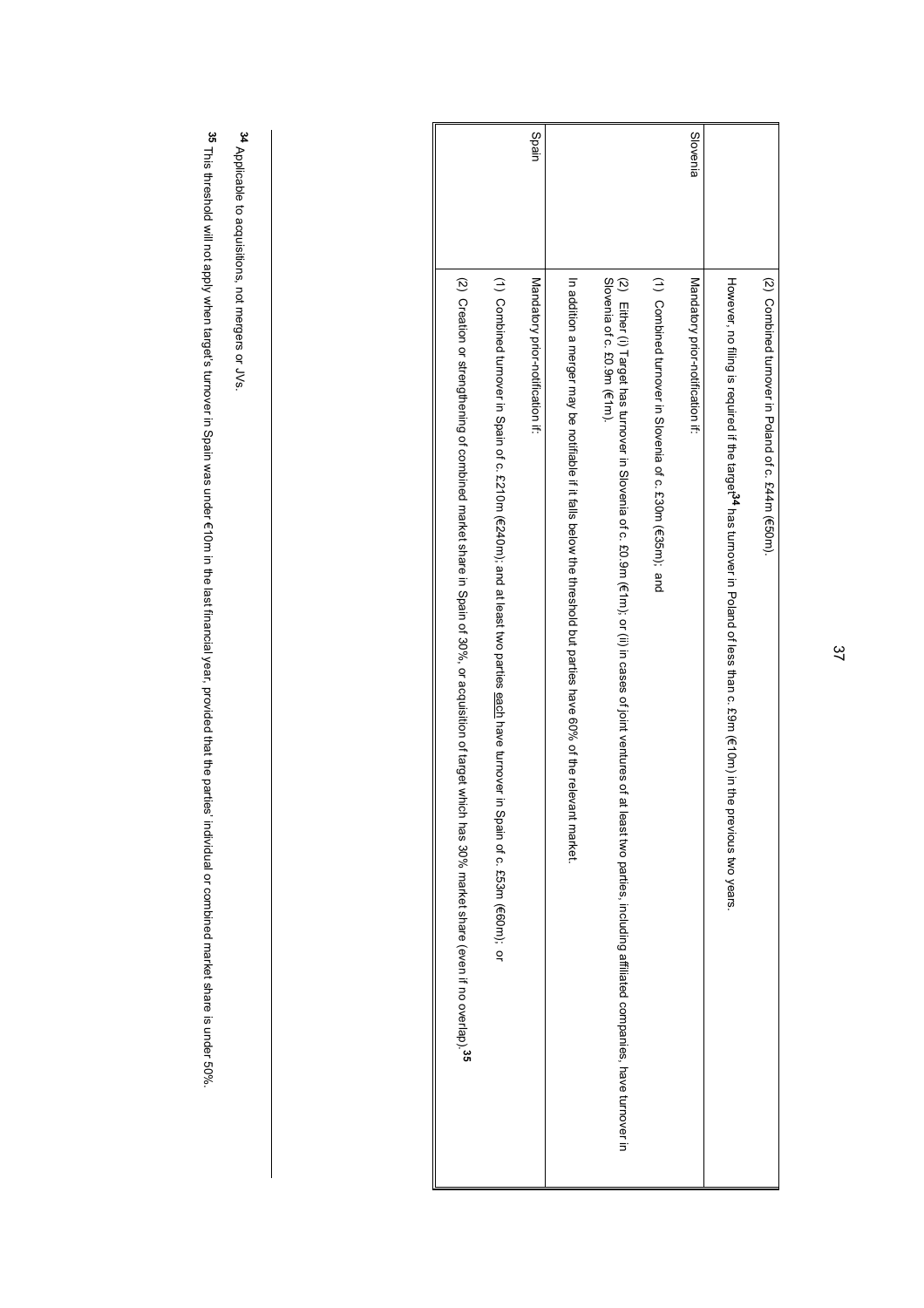| | |
|---|---|
| | (2) Combined turnover in Poland of c. £44m (€50m).<br><br>However, no filing is required if the target[34] has turnover in Poland of less than c. £9m (€10m) in the previous two years. |
| Slovenia | Mandatory prior-notification if:<br><br>(1) Combined turnover in Slovenia of c. £30m (€35m); and<br><br>(2) Either (i) Target has turnover in Slovenia of c. £0.9m (€1m); or (ii) in cases of joint ventures of at least two parties, including affiliated companies, have turnover in Slovenia of c. £0.9m (€1m).<br><br>In addition a merger may be notifiable if it falls below the threshold but parties have 60% of the relevant market. |
| Spain | Mandatory prior-notification if:<br><br>(1) Combined turnover in Spain of c. £210m (€240m); and at least two parties each have turnover in Spain of c. £53m (€60m); or<br><br>(2) Creation or strengthening of combined market share in Spain of 30%, or acquisition of target which has 30% market share (even if no overlap).[35] |

[34] Applicable to acquisitions, not mergers or JVs.

[35] This threshold will not apply when target's turnover in Spain was under €10m in the last financial year, provided that the parties' individual or combined market share is under 50%.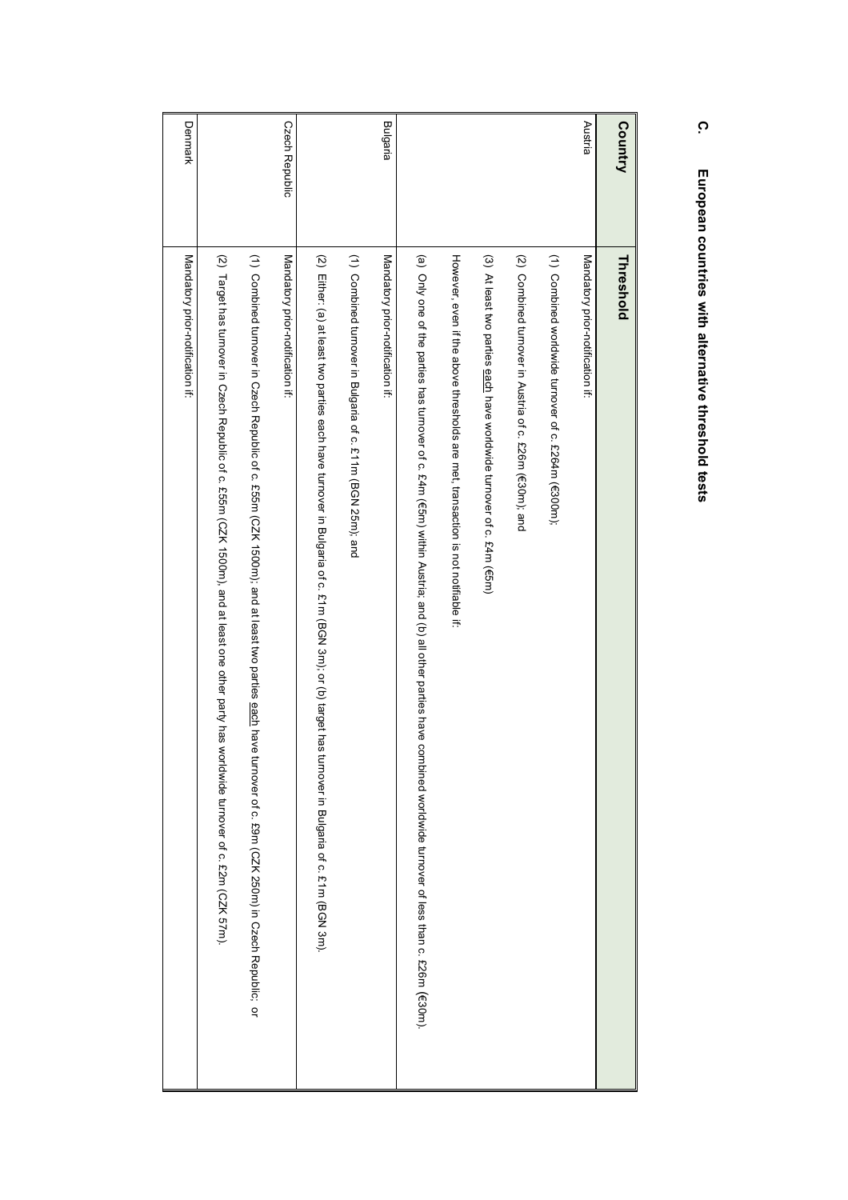## C. European countries with alternative threshold tests

| Country | Threshold |
|---|---|
| Austria | Mandatory prior-notification if:<br>(1) Combined worldwide turnover of c. £264m (€300m);<br>(2) Combined turnover in Austria of c. £26m (€30m); and<br>(3) At least two parties each have worldwide turnover of c. £4m (€5m)<br>However, even if the above thresholds are met, transaction is not notifiable if: |
| | (a) Only one of the parties has turnover of c. £4m (€5m) within Austria; and (b) all other parties have combined worldwide turnover of less than c. £26m (€30m). |
| Bulgaria | Mandatory prior-notification if:<br>(1) Combined turnover in Bulgaria of c. £11m (BGN 25m); and<br>(2) Either: (a) at least two parties each have turnover in Bulgaria of c. £1m (BGN 3m); or (b) target has turnover in Bulgaria of c. £1m (BGN 3m). |
| Czech Republic | Mandatory prior-notification if:<br>(1) Combined turnover in Czech Republic of c. £55m (CZK 1500m), and at least two parties each have turnover of c. £9m (CZK 250m) in Czech Republic; or |
| | (2) Target has turnover in Czech Republic of c. £55m (CZK 1500m), and at least one other party has worldwide turnover of c. £2m (CZK 57m). |
| Denmark | Mandatory prior-notification if: |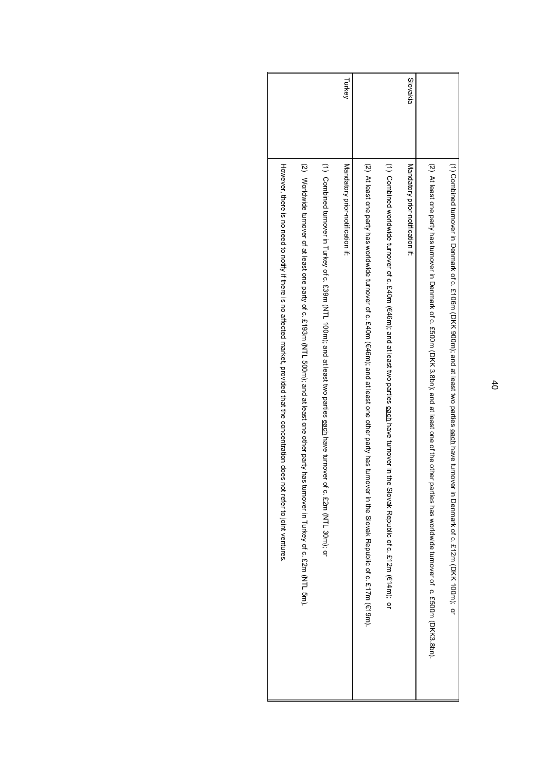| | |
|---|---|
| | (1) Combined turnover in Denmark of c. £106m (DKK 900m); and at least two parties each have turnover in Denmark of c. £12m (DKK 100m); or<br><br>(2) At least one party has turnover in Denmark of c. £500m (DKK 3.8bn); and at least one of the other parties has worldwide turnover of c. £500m (DKK3.8bn). |
| Slovakia | Mandatory prior-notification if:<br><br>(1) Combined worldwide turnover of c. £40m (€46m); and at least two parties each have turnover in the Slovak Republic of c. £12m (€14m); or<br><br>(2) At least one party has worldwide turnover of c. £40m (€46m); and at least one other party has turnover in the Slovak Republic of c. £17m (€19m). |
| Turkey | Mandatory prior-notification if:<br><br>(1) Combined turnover in Turkey of c. £39m (NTL 100m); and at least two parties each have turnover of c. £2m (NTL 30m); or<br><br>(2) Worldwide turnover of at least one party of c. £193m (NTL 500m); and at least one other party has turnover in Turkey of c. £2m (NTL 5m).<br><br>However, there is no need to notify if there is no affected market, provided that the concentration does not refer to joint ventures. |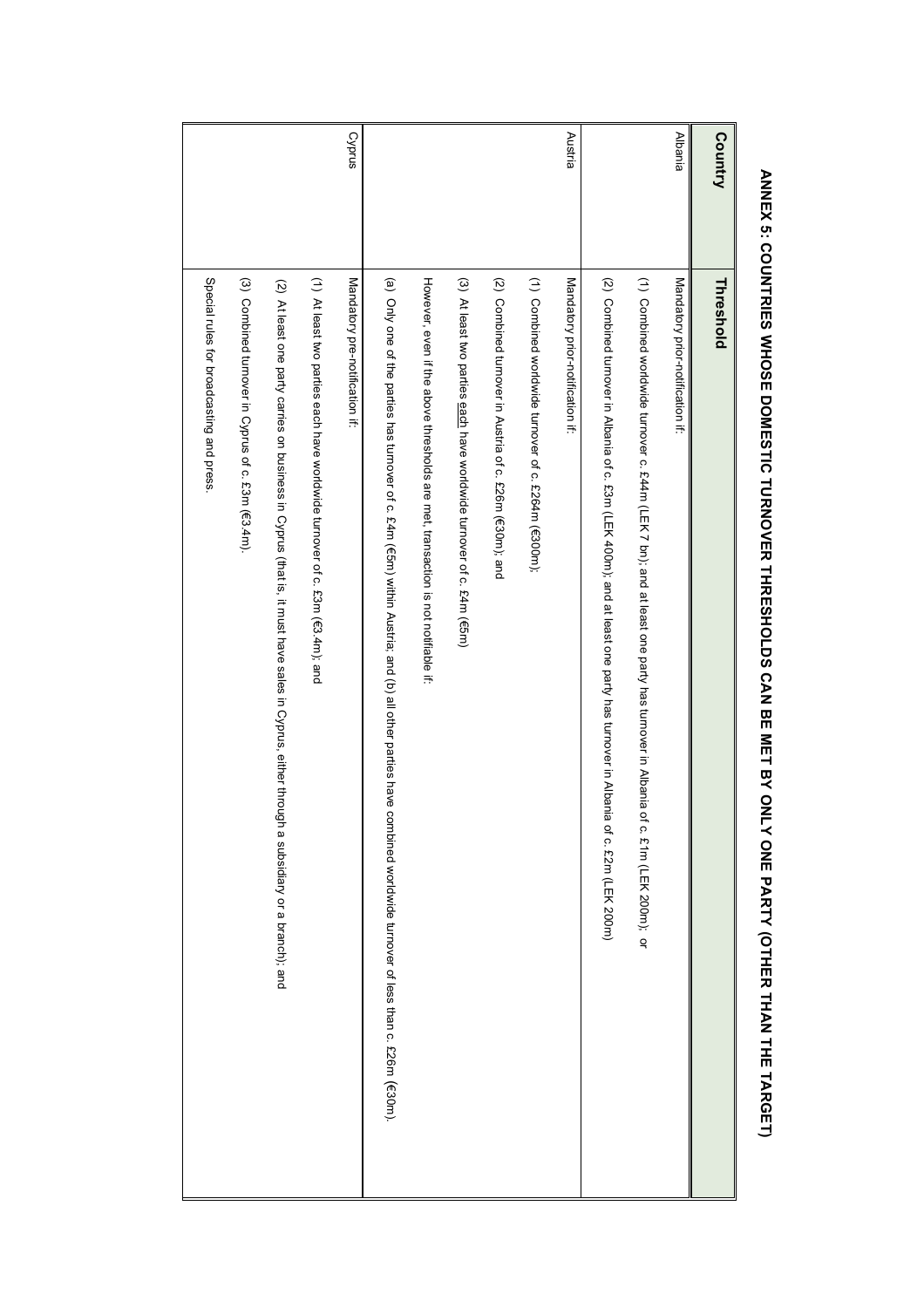# ANNEX 5: COUNTRIES WHOSE DOMESTIC TURNOVER THRESHOLDS CAN BE MET BY ONLY ONE PARTY (OTHER THAN THE TARGET)

| Country | Threshold |
|---|---|
| Albania | Mandatory prior-notification if:<br><br>(1) Combined worldwide turnover c. £44m (LEK 7 bn); and at least one party has turnover in Albania of c. £1m (LEK 200m); or<br><br>(2) Combined turnover in Albania of c. £3m (LEK 400m); and at least one party has turnover in Albania of c. £2m (LEK 200m) |
| Austria | Mandatory prior-notification if:<br><br>(1) Combined worldwide turnover of c. £264m (€300m);<br><br>(2) Combined turnover in Austria of c. £26m (€30m); and<br><br>(3) At least two parties each have worldwide turnover of c. £4m (€5m)<br><br>However, even if the above thresholds are met, transaction is not notifiable if:<br><br>(a) Only one of the parties has turnover of c. £4m (€5m) within Austria; and (b) all other parties have combined worldwide turnover of less than c. £26m (€30m). |
| Cyprus | Mandatory pre-notification if:<br><br>(1) At least two parties each have worldwide turnover of c. £3m (€3.4m); and<br><br>(2) At least one party carries on business in Cyprus (that is, it must have sales in Cyprus, either through a subsidiary or a branch); and<br><br>(3) Combined turnover in Cyprus of c. £3m (€3.4m).<br><br>Special rules for broadcasting and press. |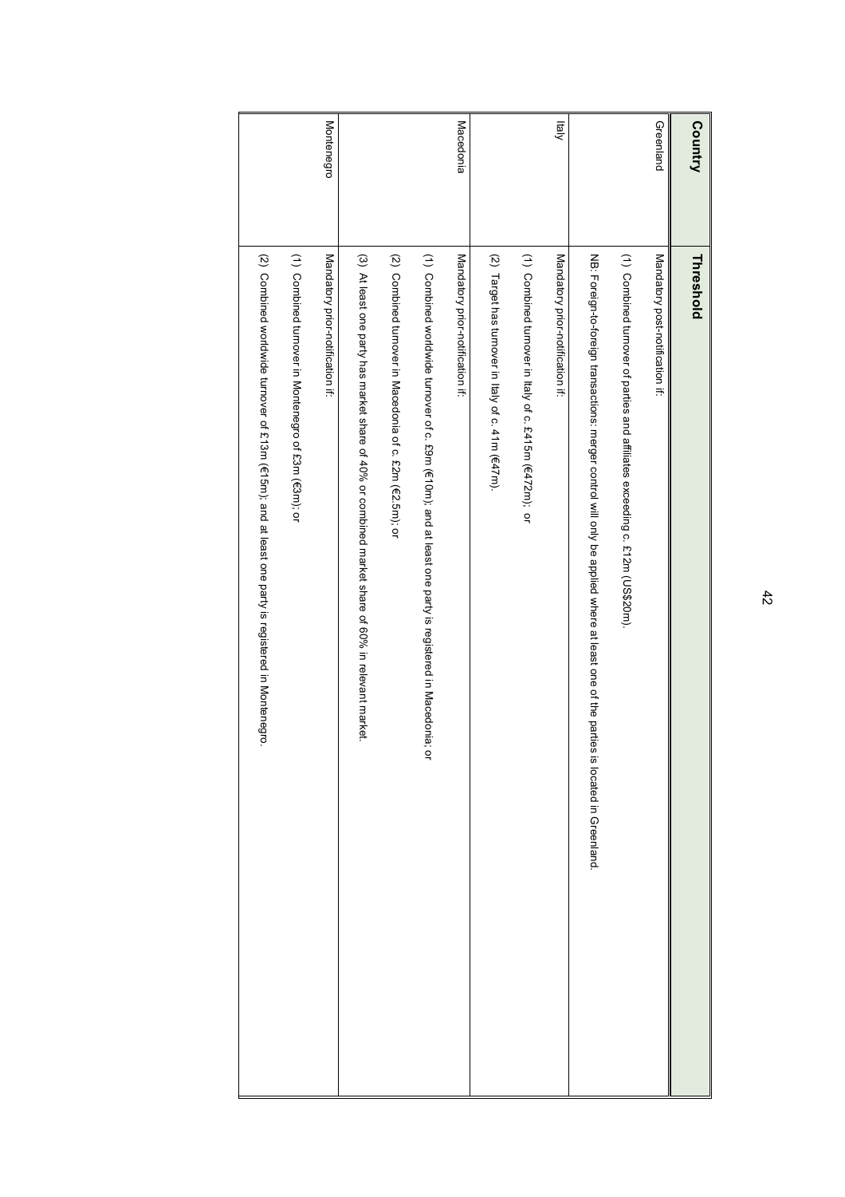| Country | Threshold |
| --- | --- |
| Greenland | Mandatory post-notification if:<br><br>(1) Combined turnover of parties and affiliates exceeding c. £12m (US$20m).<br><br>NB: Foreign-to-foreign transactions: merger control will only be applied where at least one of the parties is located in Greenland. |
| Italy | Mandatory prior-notification if:<br><br>(1) Combined turnover in Italy of c. £415m (€472m); or<br><br>(2) Target has turnover in Italy of c. 41m (€47m). |
| Macedonia | Mandatory prior-notification if:<br><br>(1) Combined worldwide turnover of c. £9m (€10m); and at least one party is registered in Macedonia; or<br><br>(2) Combined turnover in Macedonia of c. £2m (€2.5m); or<br><br>(3) At least one party has market share of 40% or combined market share of 60% in relevant market. |
| Montenegro | Mandatory prior-notification if:<br><br>(1) Combined turnover in Montenegro of £3m (€3m); or<br><br>(2) Combined worldwide turnover of £13m (€15m); and at least one party is registered in Montenegro. |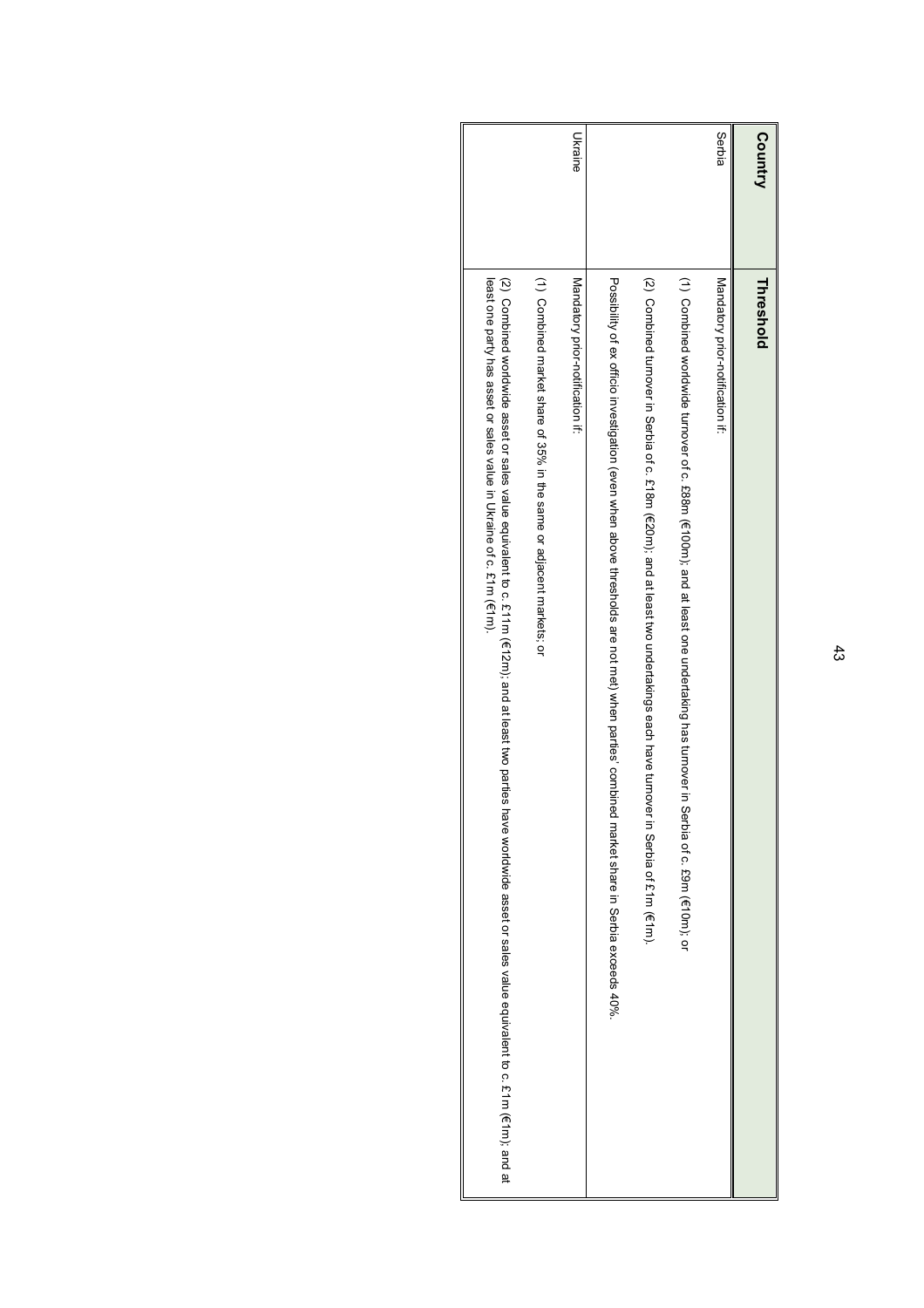| Country | Threshold |
| --- | --- |
| Serbia | Mandatory prior-notification if:<br><br>(1) Combined worldwide turnover of c. £88m (€100m); and at least one undertaking has turnover in Serbia of c. £9m (€10m); or<br><br>(2) Combined turnover in Serbia of c. £18m (€20m); and at least two undertakings each have turnover in Serbia of £1m (€1m).<br><br>Possibility of ex officio investigation (even when above thresholds are not met) when parties' combined market share in Serbia exceeds 40%. |
| Ukraine | Mandatory prior-notification if:<br><br>(1) Combined market share of 35% in the same or adjacent markets; or<br><br>(2) Combined worldwide asset or sales value equivalent to c. £11m (€12m); and at least two parties have worldwide asset or sales value equivalent to c. £1m (€1m); and at least one party has asset or sales value in Ukraine of c. £1m (€1m). |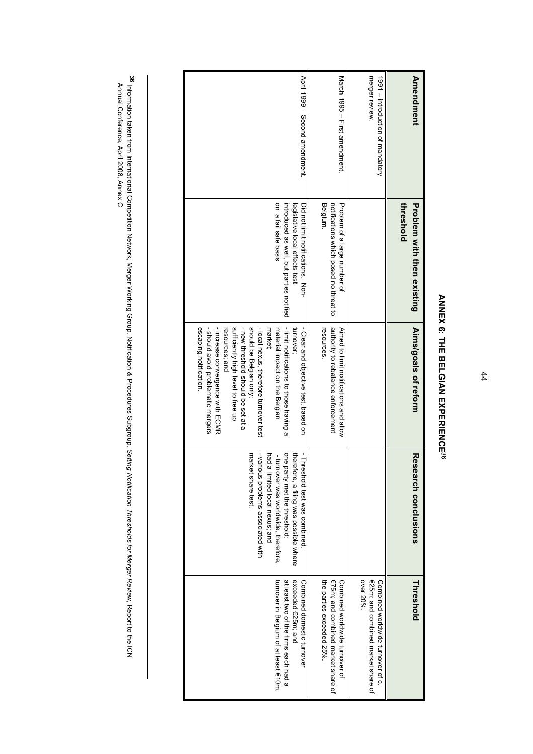# ANNEX 6: THE BELGIAN EXPERIENCE[36]

| Amendment | Problem with then existing threshold | Aims/goals of reform | Research conclusions | Threshold |
|---|---|---|---|---|
| 1991 – introduction of mandatory merger review. | | | | Combined worldwide turnover of c. €25m; and combined market share of over 20%. |
| March 1995 – First amendment. | Problem of a large number of notifications which posed no threat to Belgium. | Aimed to limit notifications and allow authority to rebalance enforcement resources. | | Combined worldwide turnover of €75m; and combined market share of the parties exceeded 25%. |
| April 1999 – Second amendment. | Did not limit notifications. Non-legislative local effects test introduced as well, but parties notified on a fail safe basis | - Clear and objective test, based on turnover;<br>- limit notifications to those having a material impact on the Belgian market;<br>- local nexus, therefore turnover test should be Belgian only;<br>- new threshold should be set at a sufficiently high level to free up resources; and<br>- increase convergence with ECMR<br>- should avoid problematic mergers escaping notification. | - Threshold test was combined, therefore, a filing was possible where one party met the threshold;<br>- turnover was worldwide, therefore, had a limited local nexus; and<br>- various problems associated with market share test. | Combined domestic turnover exceeded €25m; and at least two of the firms each had a turnover in Belgium of at least €10m. |

[36] Information taken from International Competition Network, Merger Working Group, Notification & Procedures Subgroup, *Setting Notification Thresholds for Merger Review*, Report to the ICN Annual Conference, April 2008, Annex C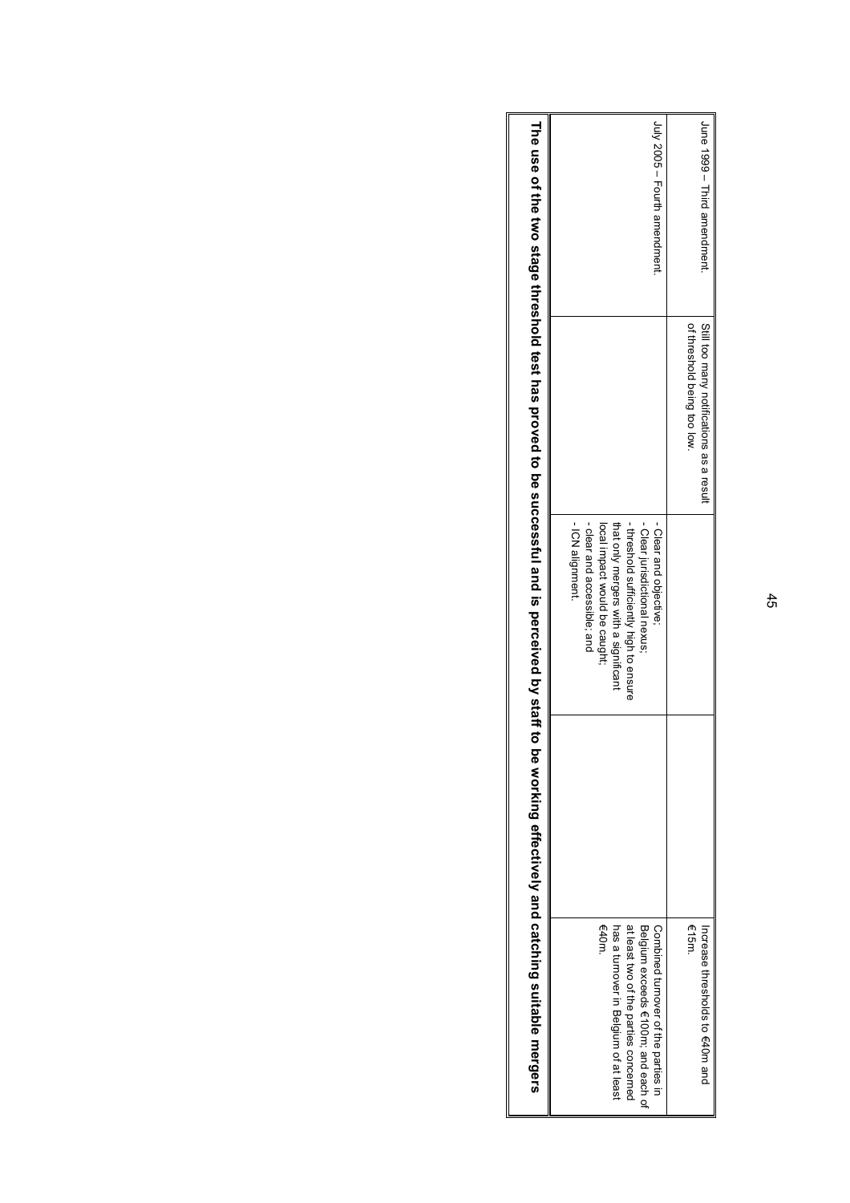| | | | | |
|---|---|---|---|---|
| June 1999 – Third amendment. | Still too many notifications as a result of threshold being too low. | | | Increase thresholds to €40m and €15m. |
| July 2005 – Fourth amendment. | | - Clear and objective;<br>- Clear jurisdictional nexus;<br>- threshold sufficiently high to ensure that only mergers with a significant local impact would be caught;<br>- clear and accessible; and<br>- ICN alignment. | | Combined turnover of the parties in Belgium exceeds €100m; and each of at least two of the parties concerned has a turnover in Belgium of at least €40m. |
| **The use of the two stage threshold test has proved to be successful and is perceived by staff to be working effectively and catching suitable mergers** | | | | |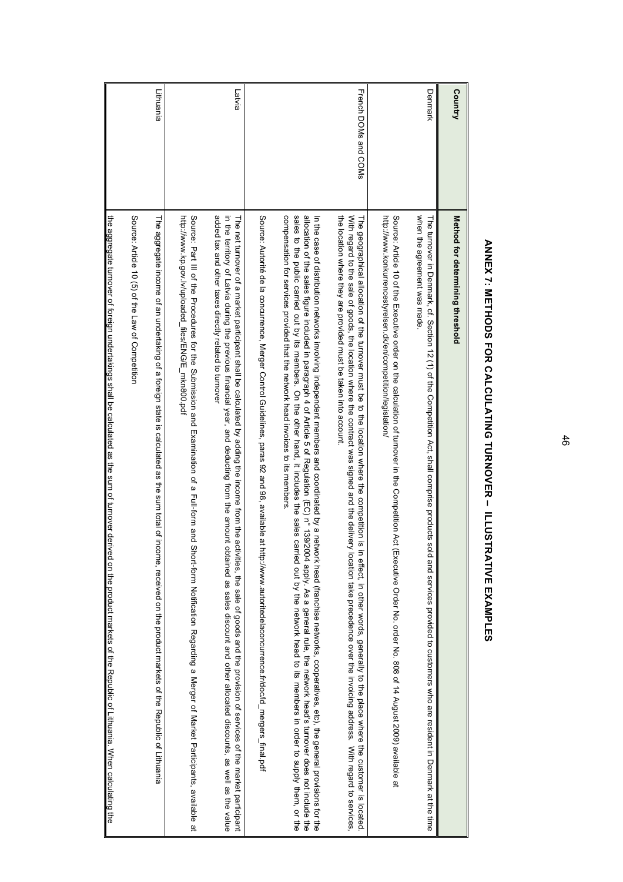# ANNEX 7: METHODS FOR CALCULATING TURNOVER – ILLUSTRATIVE EXAMPLES

| Country | Method for determining threshold |
|---|---|
| Denmark | The turnover in Denmark, cf. Section 12 (1) of the Competition Act, shall comprise products sold and services provided to customers who are resident in Denmark at the time when the agreement was made.<br><br>Source: Article 10 of the Executive order on the calculation of turnover in the Competition Act (Executive Order No. order No. 808 of 14 August 2009) available at http://www.konkurrencestyrelsen.dk/en/competition/legislation/ |
| French DOMs and COMs | The geographical allocation of the turnover must be to the location where the competition is in effect, in other words, generally to the place where the customer is located. With regard to the sale of goods, the location where the contract was signed and the delivery location take precedence over the invoicing address. With regard to services, the location where they are provided must be taken into account.<br><br>In the case of distribution networks involving independent members and coordinated by a network head (franchise networks, cooperatives, etc), the general provisions for the allocation of the sales figure included in paragraph 4 of Article 5 of Regulation (EC) n° 139/2004 apply. As a general rule, the network head's turnover does not include the sales to the public carried out by its members. On the other hand, it includes the sales carried out by the network head to its members in order to supply them, or the compensation for services provided that the network head invoices to its members.<br><br>Source: Autorité de la concurrence, Merger Control Guidelines, paras 92 and 98, available at http://www.autoritedelaconcurrence.fr/doc/ld_mergers_final.pdf |
| Latvia | The net turnover of a market participant shall be calculated by adding the income from the activities, the sale of goods and the provision of services of the market participant in the territory of Latvia during the previous financial year, and deducting from the amount obtained as sales discount and other allocated discounts, as well as the value added tax and other taxes directly related to turnover<br><br>Source: Part III of the Procedures for the Submission and Examination of a Full-form and Short-form Notification Regarding a Merger of Market Participants, available at http://www.kp.gov.lv/uploaded_files/ENG/E_mkn800.pdf |
| Lithuania | The aggregate income of an undertaking of a foreign state is calculated as the sum total of income, received on the product markets of the Republic of Lithuania<br><br>Source: Article 10 (5) of the Law of Competition<br><br>the aggregate turnover of foreign undertakings shall be calculated as the sum of turnover derived on the product markets of the Republic of Lithuania. When calculating the |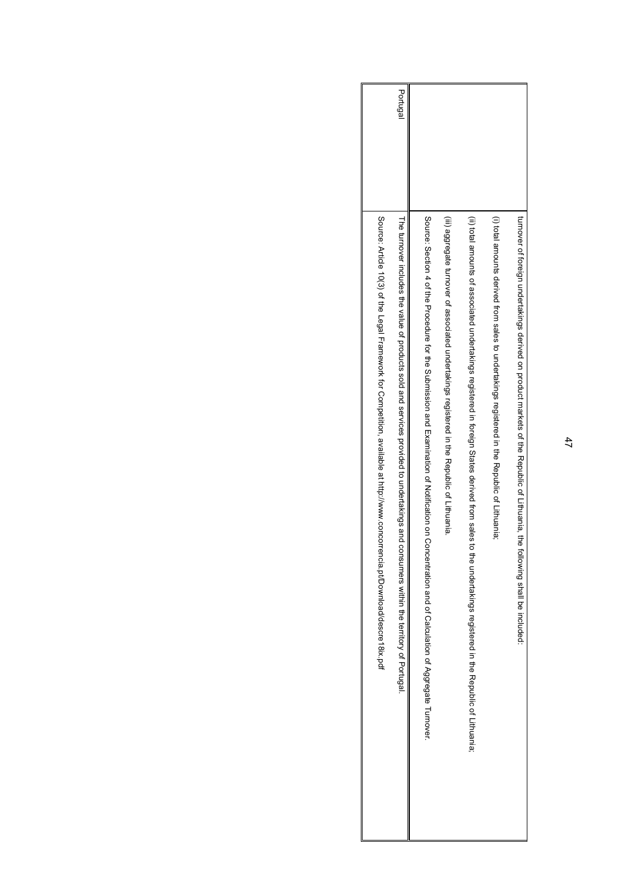|  |  |
|---|---|
|  | turnover of foreign undertakings derived on product markets of the Republic of Lithuania, the following shall be included:<br><br>(i) total amounts derived from sales to undertakings registered in the Republic of Lithuania;<br><br>(ii) total amounts of associated undertakings registered in foreign States derived from sales to the undertakings registered in the Republic of Lithuania;<br><br>(iii) aggregate turnover of associated undertakings registered in the Republic of Lithuania.<br><br>Source: Section 4 of the Procedure for the Submission and Examination of Notification on Concentration and of Calculation of Aggregate Turnover. |
| Portugal | The turnover includes the value of products sold and services provided to undertakings and consumers within the territory of Portugal.<br><br>Source: Article 10(3) of the Legal Framework for Competition, available at http://www.concorrencia.pt/Download/descre18ix.pdf |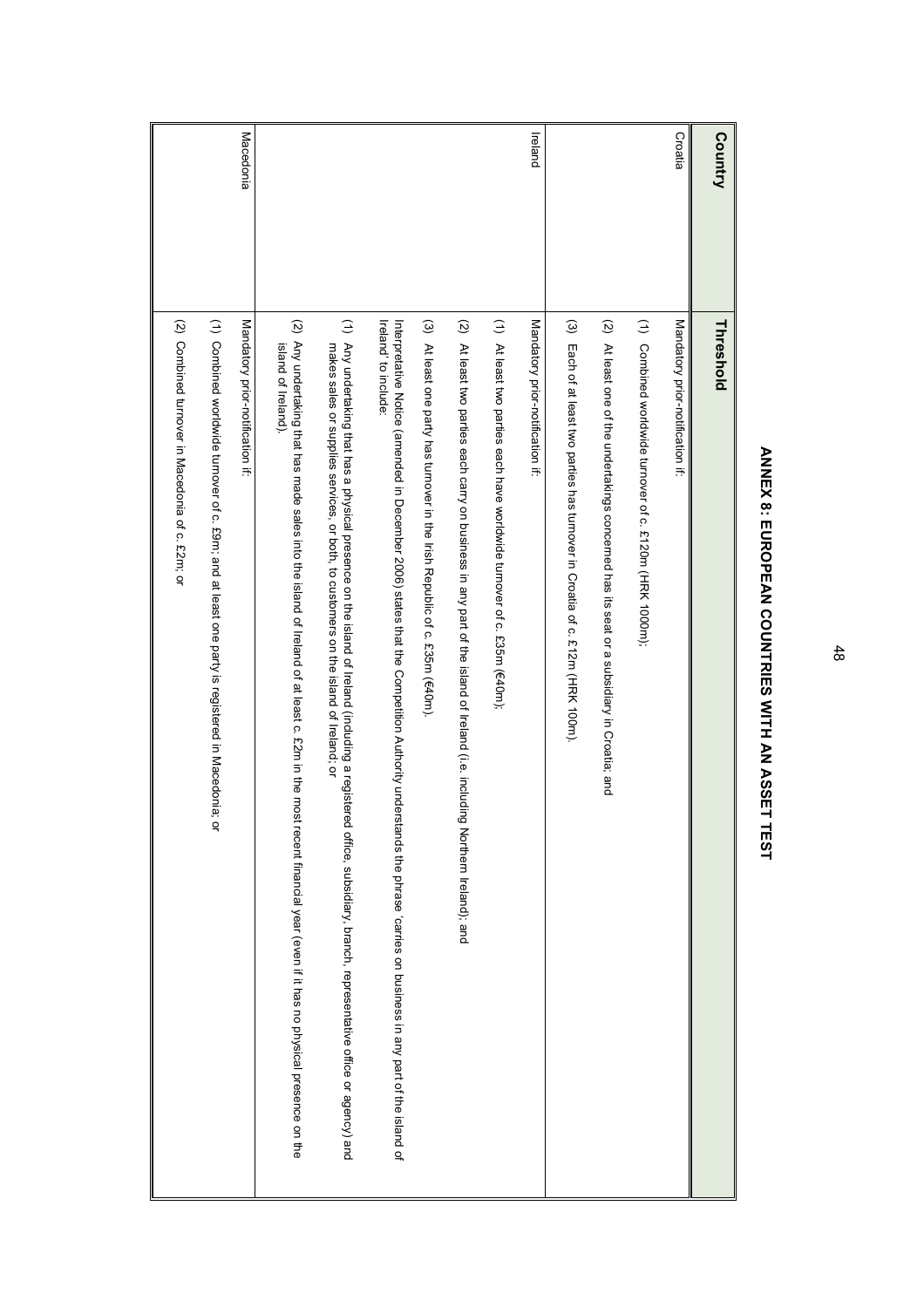# ANNEX 8: EUROPEAN COUNTRIES WITH AN ASSET TEST

| Country | Threshold |
|---|---|
| Croatia | Mandatory prior-notification if:<br><br>(1) Combined worldwide turnover of c. £120m (HRK 1000m);<br><br>(2) At least one of the undertakings concerned has its seat or a subsidiary in Croatia; and<br><br>(3) Each of at least two parties has turnover in Croatia of c. £12m (HRK 100m). |
| Ireland | Mandatory prior-notification if:<br><br>(1) At least two parties each have worldwide turnover of c. £35m (€40m);<br><br>(2) At least two parties each carry on business in any part of the island of Ireland (i.e. including Northern Ireland); and<br><br>(3) At least one party has turnover in the Irish Republic of c. £35m (€40m).<br><br>Interpretative Notice (amended in December 2006) states that the Competition Authority understands the phrase 'carries on business in any part of the island of Ireland' to include:<br><br>(1) Any undertaking that has a physical presence on the island of Ireland (including a registered office, subsidiary, branch, representative office or agency) and makes sales or supplies services, or both, to customers on the island of Ireland; or<br><br>(2) Any undertaking that has made sales into the island of Ireland of at least c. £2m in the most recent financial year (even if it has no physical presence on the island of Ireland). |
| Macedonia | Mandatory prior-notification if:<br><br>(1) Combined worldwide turnover of c. £9m; and at least one party is registered in Macedonia; or<br><br>(2) Combined turnover in Macedonia of c. £2m; or |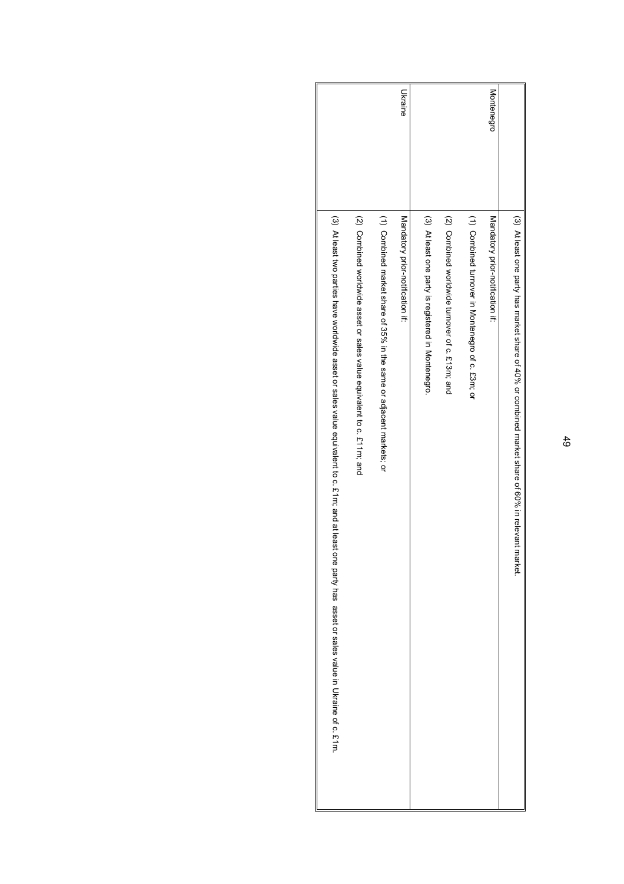| | |
|---|---|
| | (3) At least one party has market share of 40% or combined market share of 60% in relevant market. |
| Montenegro | Mandatory prior-notification if:<br>(1) Combined turnover in Montenegro of c. £3m; or<br>(2) Combined worldwide turnover of c. £13m; and<br>(3) At least one party is registered in Montenegro. |
| Ukraine | Mandatory prior-notification if:<br>(1) Combined market share of 35% in the same or adjacent markets; or<br>(2) Combined worldwide asset or sales value equivalent to c. £11m; and<br>(3) At least two parties have worldwide asset or sales value equivalent to c. £1m; and at least one party has asset or sales value in Ukraine of c. £1m. |